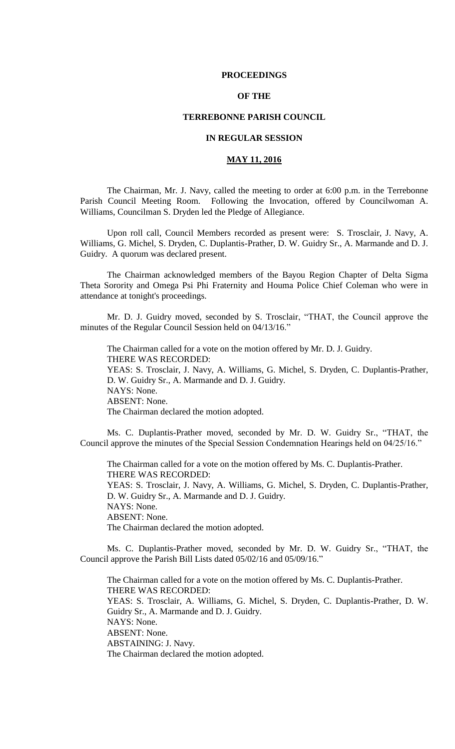**PROCEEDINGS**

**OF THE**

**TERREBONNE PARISH COUNCIL**

**IN REGULAR SESSION**

**MAY 11, 2016**

The Chairman, Mr. J. Navy, called the meeting to order at 6:00 p.m. in the Terrebonne Parish Council Meeting Room. Following the Invocation, offered by Councilwoman A. Williams, Councilman S. Dryden led the Pledge of Allegiance.

Upon roll call, Council Members recorded as present were: S. Trosclair, J. Navy, A. Williams, G. Michel, S. Dryden, C. Duplantis-Prather, D. W. Guidry Sr., A. Marmande and D. J. Guidry. A quorum was declared present.

The Chairman acknowledged members of the Bayou Region Chapter of Delta Sigma Theta Sorority and Omega Psi Phi Fraternity and Houma Police Chief Coleman who were in attendance at tonight's proceedings.

Mr. D. J. Guidry moved, seconded by S. Trosclair, "THAT, the Council approve the minutes of the Regular Council Session held on 04/13/16."

The Chairman called for a vote on the motion offered by Mr. D. J. Guidry.
THERE WAS RECORDED:
YEAS: S. Trosclair, J. Navy, A. Williams, G. Michel, S. Dryden, C. Duplantis-Prather, D. W. Guidry Sr., A. Marmande and D. J. Guidry.
NAYS: None.
ABSENT: None.
The Chairman declared the motion adopted.

Ms. C. Duplantis-Prather moved, seconded by Mr. D. W. Guidry Sr., "THAT, the Council approve the minutes of the Special Session Condemnation Hearings held on 04/25/16."

The Chairman called for a vote on the motion offered by Ms. C. Duplantis-Prather.
THERE WAS RECORDED:
YEAS: S. Trosclair, J. Navy, A. Williams, G. Michel, S. Dryden, C. Duplantis-Prather, D. W. Guidry Sr., A. Marmande and D. J. Guidry.
NAYS: None.
ABSENT: None.
The Chairman declared the motion adopted.

Ms. C. Duplantis-Prather moved, seconded by Mr. D. W. Guidry Sr., "THAT, the Council approve the Parish Bill Lists dated 05/02/16 and 05/09/16."

The Chairman called for a vote on the motion offered by Ms. C. Duplantis-Prather.
THERE WAS RECORDED:
YEAS: S. Trosclair, A. Williams, G. Michel, S. Dryden, C. Duplantis-Prather, D. W. Guidry Sr., A. Marmande and D. J. Guidry.
NAYS: None.
ABSENT: None.
ABSTAINING: J. Navy.
The Chairman declared the motion adopted.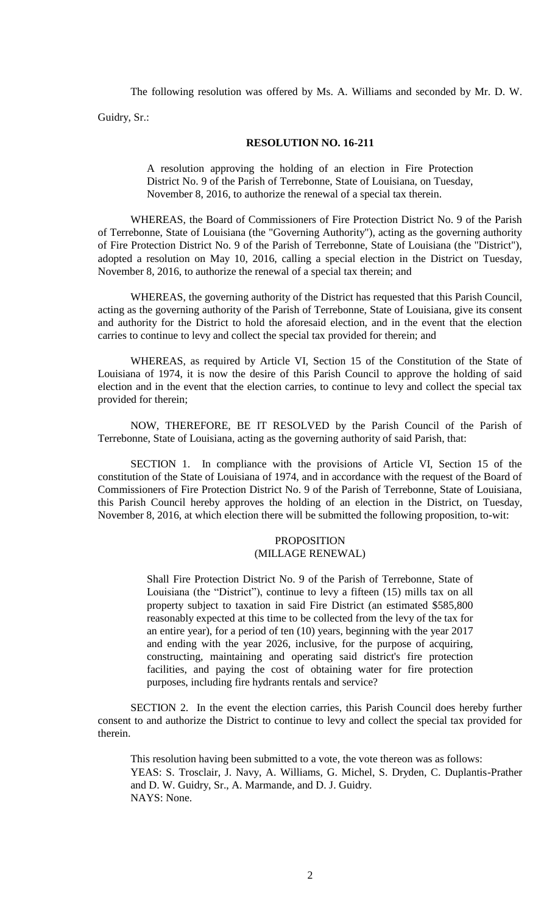The following resolution was offered by Ms. A. Williams and seconded by Mr. D. W. Guidry, Sr.:

**RESOLUTION NO. 16-211**

A resolution approving the holding of an election in Fire Protection District No. 9 of the Parish of Terrebonne, State of Louisiana, on Tuesday, November 8, 2016, to authorize the renewal of a special tax therein.

WHEREAS, the Board of Commissioners of Fire Protection District No. 9 of the Parish of Terrebonne, State of Louisiana (the "Governing Authority"), acting as the governing authority of Fire Protection District No. 9 of the Parish of Terrebonne, State of Louisiana (the "District"), adopted a resolution on May 10, 2016, calling a special election in the District on Tuesday, November 8, 2016, to authorize the renewal of a special tax therein; and

WHEREAS, the governing authority of the District has requested that this Parish Council, acting as the governing authority of the Parish of Terrebonne, State of Louisiana, give its consent and authority for the District to hold the aforesaid election, and in the event that the election carries to continue to levy and collect the special tax provided for therein; and

WHEREAS, as required by Article VI, Section 15 of the Constitution of the State of Louisiana of 1974, it is now the desire of this Parish Council to approve the holding of said election and in the event that the election carries, to continue to levy and collect the special tax provided for therein;

NOW, THEREFORE, BE IT RESOLVED by the Parish Council of the Parish of Terrebonne, State of Louisiana, acting as the governing authority of said Parish, that:

SECTION 1. In compliance with the provisions of Article VI, Section 15 of the constitution of the State of Louisiana of 1974, and in accordance with the request of the Board of Commissioners of Fire Protection District No. 9 of the Parish of Terrebonne, State of Louisiana, this Parish Council hereby approves the holding of an election in the District, on Tuesday, November 8, 2016, at which election there will be submitted the following proposition, to-wit:

PROPOSITION
(MILLAGE RENEWAL)

Shall Fire Protection District No. 9 of the Parish of Terrebonne, State of Louisiana (the "District"), continue to levy a fifteen (15) mills tax on all property subject to taxation in said Fire District (an estimated $585,800 reasonably expected at this time to be collected from the levy of the tax for an entire year), for a period of ten (10) years, beginning with the year 2017 and ending with the year 2026, inclusive, for the purpose of acquiring, constructing, maintaining and operating said district's fire protection facilities, and paying the cost of obtaining water for fire protection purposes, including fire hydrants rentals and service?

SECTION 2. In the event the election carries, this Parish Council does hereby further consent to and authorize the District to continue to levy and collect the special tax provided for therein.

This resolution having been submitted to a vote, the vote thereon was as follows:
YEAS: S. Trosclair, J. Navy, A. Williams, G. Michel, S. Dryden, C. Duplantis-Prather and D. W. Guidry, Sr., A. Marmande, and D. J. Guidry.
NAYS: None.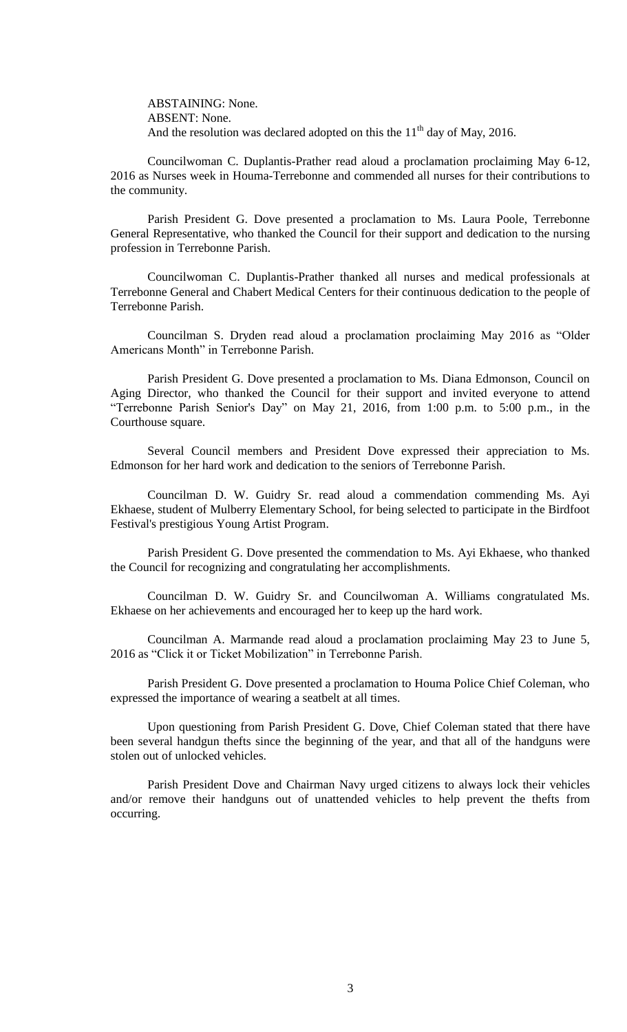ABSTAINING: None.
ABSENT: None.
And the resolution was declared adopted on this the 11th day of May, 2016.

Councilwoman C. Duplantis-Prather read aloud a proclamation proclaiming May 6-12, 2016 as Nurses week in Houma-Terrebonne and commended all nurses for their contributions to the community.

Parish President G. Dove presented a proclamation to Ms. Laura Poole, Terrebonne General Representative, who thanked the Council for their support and dedication to the nursing profession in Terrebonne Parish.

Councilwoman C. Duplantis-Prather thanked all nurses and medical professionals at Terrebonne General and Chabert Medical Centers for their continuous dedication to the people of Terrebonne Parish.

Councilman S. Dryden read aloud a proclamation proclaiming May 2016 as "Older Americans Month" in Terrebonne Parish.

Parish President G. Dove presented a proclamation to Ms. Diana Edmonson, Council on Aging Director, who thanked the Council for their support and invited everyone to attend "Terrebonne Parish Senior's Day" on May 21, 2016, from 1:00 p.m. to 5:00 p.m., in the Courthouse square.

Several Council members and President Dove expressed their appreciation to Ms. Edmonson for her hard work and dedication to the seniors of Terrebonne Parish.

Councilman D. W. Guidry Sr. read aloud a commendation commending Ms. Ayi Ekhaese, student of Mulberry Elementary School, for being selected to participate in the Birdfoot Festival's prestigious Young Artist Program.

Parish President G. Dove presented the commendation to Ms. Ayi Ekhaese, who thanked the Council for recognizing and congratulating her accomplishments.

Councilman D. W. Guidry Sr. and Councilwoman A. Williams congratulated Ms. Ekhaese on her achievements and encouraged her to keep up the hard work.

Councilman A. Marmande read aloud a proclamation proclaiming May 23 to June 5, 2016 as "Click it or Ticket Mobilization" in Terrebonne Parish.

Parish President G. Dove presented a proclamation to Houma Police Chief Coleman, who expressed the importance of wearing a seatbelt at all times.

Upon questioning from Parish President G. Dove, Chief Coleman stated that there have been several handgun thefts since the beginning of the year, and that all of the handguns were stolen out of unlocked vehicles.

Parish President Dove and Chairman Navy urged citizens to always lock their vehicles and/or remove their handguns out of unattended vehicles to help prevent the thefts from occurring.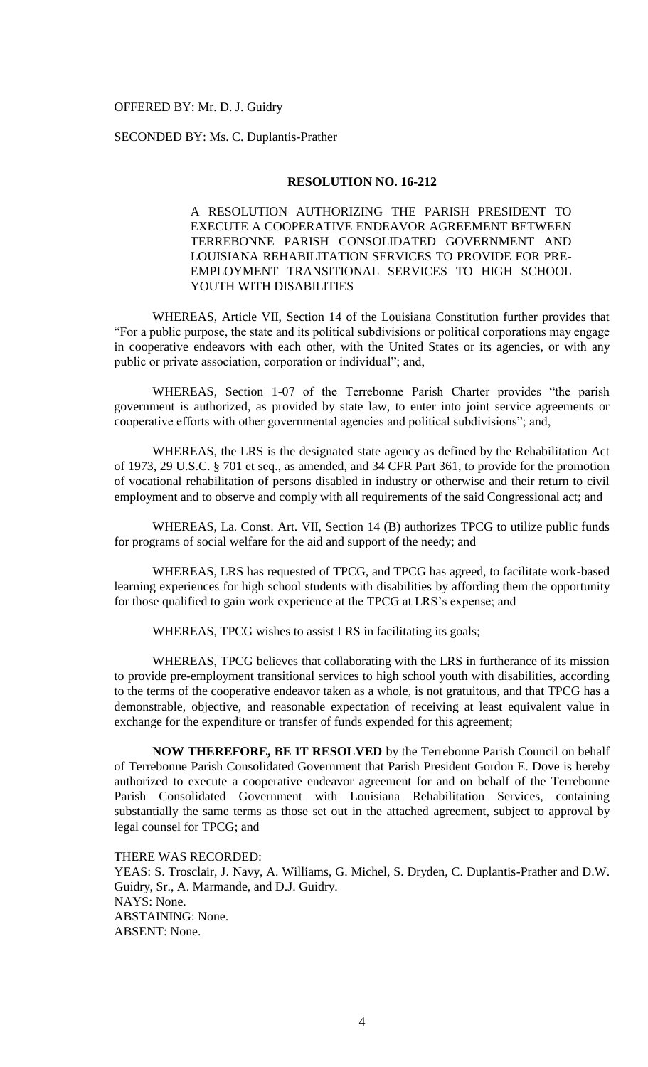OFFERED BY: Mr. D. J. Guidry

SECONDED BY: Ms. C. Duplantis-Prather

**RESOLUTION NO. 16-212**

A RESOLUTION AUTHORIZING THE PARISH PRESIDENT TO EXECUTE A COOPERATIVE ENDEAVOR AGREEMENT BETWEEN TERREBONNE PARISH CONSOLIDATED GOVERNMENT AND LOUISIANA REHABILITATION SERVICES TO PROVIDE FOR PRE-EMPLOYMENT TRANSITIONAL SERVICES TO HIGH SCHOOL YOUTH WITH DISABILITIES

WHEREAS, Article VII, Section 14 of the Louisiana Constitution further provides that "For a public purpose, the state and its political subdivisions or political corporations may engage in cooperative endeavors with each other, with the United States or its agencies, or with any public or private association, corporation or individual"; and,

WHEREAS, Section 1-07 of the Terrebonne Parish Charter provides "the parish government is authorized, as provided by state law, to enter into joint service agreements or cooperative efforts with other governmental agencies and political subdivisions"; and,

WHEREAS, the LRS is the designated state agency as defined by the Rehabilitation Act of 1973, 29 U.S.C. § 701 et seq., as amended, and 34 CFR Part 361, to provide for the promotion of vocational rehabilitation of persons disabled in industry or otherwise and their return to civil employment and to observe and comply with all requirements of the said Congressional act; and

WHEREAS, La. Const. Art. VII, Section 14 (B) authorizes TPCG to utilize public funds for programs of social welfare for the aid and support of the needy; and

WHEREAS, LRS has requested of TPCG, and TPCG has agreed, to facilitate work-based learning experiences for high school students with disabilities by affording them the opportunity for those qualified to gain work experience at the TPCG at LRS's expense; and

WHEREAS, TPCG wishes to assist LRS in facilitating its goals;

WHEREAS, TPCG believes that collaborating with the LRS in furtherance of its mission to provide pre-employment transitional services to high school youth with disabilities, according to the terms of the cooperative endeavor taken as a whole, is not gratuitous, and that TPCG has a demonstrable, objective, and reasonable expectation of receiving at least equivalent value in exchange for the expenditure or transfer of funds expended for this agreement;

**NOW THEREFORE, BE IT RESOLVED** by the Terrebonne Parish Council on behalf of Terrebonne Parish Consolidated Government that Parish President Gordon E. Dove is hereby authorized to execute a cooperative endeavor agreement for and on behalf of the Terrebonne Parish Consolidated Government with Louisiana Rehabilitation Services, containing substantially the same terms as those set out in the attached agreement, subject to approval by legal counsel for TPCG; and

THERE WAS RECORDED:
YEAS: S. Trosclair, J. Navy, A. Williams, G. Michel, S. Dryden, C. Duplantis-Prather and D.W. Guidry, Sr., A. Marmande, and D.J. Guidry.
NAYS: None.
ABSTAINING: None.
ABSENT: None.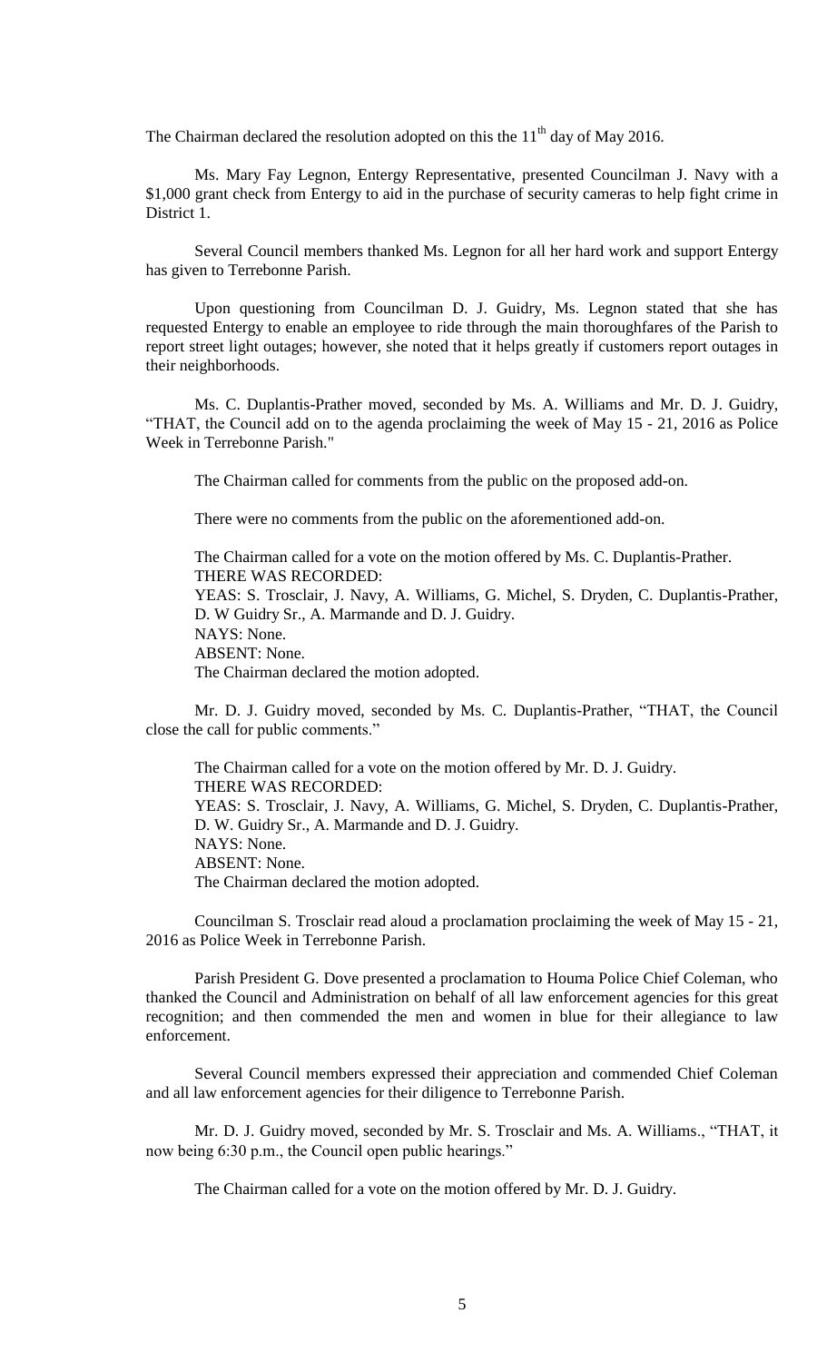The Chairman declared the resolution adopted on this the 11th day of May 2016.

Ms. Mary Fay Legnon, Entergy Representative, presented Councilman J. Navy with a \$1,000 grant check from Entergy to aid in the purchase of security cameras to help fight crime in District 1.

Several Council members thanked Ms. Legnon for all her hard work and support Entergy has given to Terrebonne Parish.

Upon questioning from Councilman D. J. Guidry, Ms. Legnon stated that she has requested Entergy to enable an employee to ride through the main thoroughfares of the Parish to report street light outages; however, she noted that it helps greatly if customers report outages in their neighborhoods.

Ms. C. Duplantis-Prather moved, seconded by Ms. A. Williams and Mr. D. J. Guidry, "THAT, the Council add on to the agenda proclaiming the week of May 15 - 21, 2016 as Police Week in Terrebonne Parish."

The Chairman called for comments from the public on the proposed add-on.

There were no comments from the public on the aforementioned add-on.

The Chairman called for a vote on the motion offered by Ms. C. Duplantis-Prather.
THERE WAS RECORDED:
YEAS: S. Trosclair, J. Navy, A. Williams, G. Michel, S. Dryden, C. Duplantis-Prather, D. W Guidry Sr., A. Marmande and D. J. Guidry.
NAYS: None.
ABSENT: None.
The Chairman declared the motion adopted.

Mr. D. J. Guidry moved, seconded by Ms. C. Duplantis-Prather, "THAT, the Council close the call for public comments."

The Chairman called for a vote on the motion offered by Mr. D. J. Guidry.
THERE WAS RECORDED:
YEAS: S. Trosclair, J. Navy, A. Williams, G. Michel, S. Dryden, C. Duplantis-Prather, D. W. Guidry Sr., A. Marmande and D. J. Guidry.
NAYS: None.
ABSENT: None.
The Chairman declared the motion adopted.

Councilman S. Trosclair read aloud a proclamation proclaiming the week of May 15 - 21, 2016 as Police Week in Terrebonne Parish.

Parish President G. Dove presented a proclamation to Houma Police Chief Coleman, who thanked the Council and Administration on behalf of all law enforcement agencies for this great recognition; and then commended the men and women in blue for their allegiance to law enforcement.

Several Council members expressed their appreciation and commended Chief Coleman and all law enforcement agencies for their diligence to Terrebonne Parish.

Mr. D. J. Guidry moved, seconded by Mr. S. Trosclair and Ms. A. Williams., "THAT, it now being 6:30 p.m., the Council open public hearings."

The Chairman called for a vote on the motion offered by Mr. D. J. Guidry.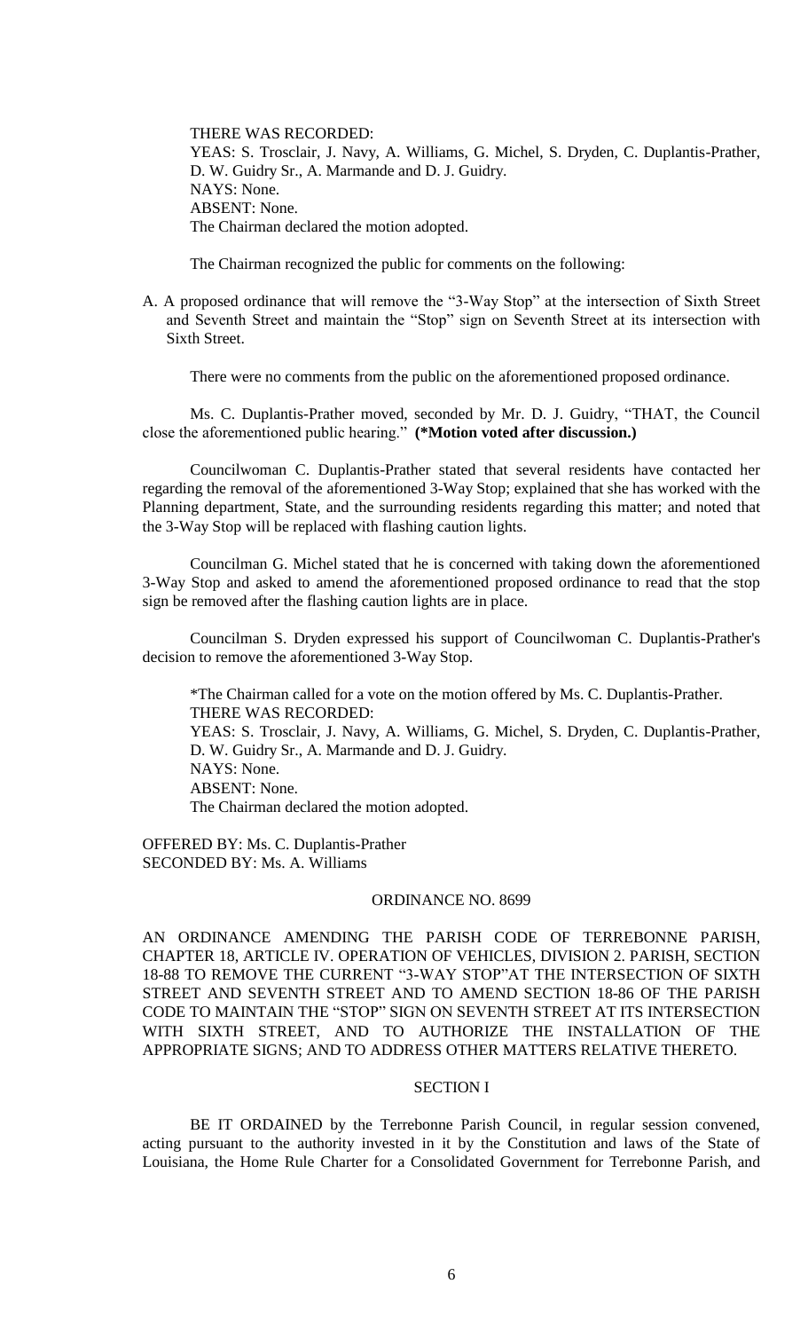THERE WAS RECORDED:
YEAS: S. Trosclair, J. Navy, A. Williams, G. Michel, S. Dryden, C. Duplantis-Prather, D. W. Guidry Sr., A. Marmande and D. J. Guidry.
NAYS: None.
ABSENT: None.
The Chairman declared the motion adopted.

The Chairman recognized the public for comments on the following:

A. A proposed ordinance that will remove the "3-Way Stop" at the intersection of Sixth Street and Seventh Street and maintain the "Stop" sign on Seventh Street at its intersection with Sixth Street.

There were no comments from the public on the aforementioned proposed ordinance.

Ms. C. Duplantis-Prather moved, seconded by Mr. D. J. Guidry, "THAT, the Council close the aforementioned public hearing." **(*Motion voted after discussion.)**

Councilwoman C. Duplantis-Prather stated that several residents have contacted her regarding the removal of the aforementioned 3-Way Stop; explained that she has worked with the Planning department, State, and the surrounding residents regarding this matter; and noted that the 3-Way Stop will be replaced with flashing caution lights.

Councilman G. Michel stated that he is concerned with taking down the aforementioned 3-Way Stop and asked to amend the aforementioned proposed ordinance to read that the stop sign be removed after the flashing caution lights are in place.

Councilman S. Dryden expressed his support of Councilwoman C. Duplantis-Prather's decision to remove the aforementioned 3-Way Stop.

*The Chairman called for a vote on the motion offered by Ms. C. Duplantis-Prather.
THERE WAS RECORDED:
YEAS: S. Trosclair, J. Navy, A. Williams, G. Michel, S. Dryden, C. Duplantis-Prather, D. W. Guidry Sr., A. Marmande and D. J. Guidry.
NAYS: None.
ABSENT: None.
The Chairman declared the motion adopted.

OFFERED BY: Ms. C. Duplantis-Prather
SECONDED BY: Ms. A. Williams

ORDINANCE NO. 8699

AN ORDINANCE AMENDING THE PARISH CODE OF TERREBONNE PARISH, CHAPTER 18, ARTICLE IV. OPERATION OF VEHICLES, DIVISION 2. PARISH, SECTION 18-88 TO REMOVE THE CURRENT "3-WAY STOP"AT THE INTERSECTION OF SIXTH STREET AND SEVENTH STREET AND TO AMEND SECTION 18-86 OF THE PARISH CODE TO MAINTAIN THE "STOP" SIGN ON SEVENTH STREET AT ITS INTERSECTION WITH SIXTH STREET, AND TO AUTHORIZE THE INSTALLATION OF THE APPROPRIATE SIGNS; AND TO ADDRESS OTHER MATTERS RELATIVE THERETO.

SECTION I

BE IT ORDAINED by the Terrebonne Parish Council, in regular session convened, acting pursuant to the authority invested in it by the Constitution and laws of the State of Louisiana, the Home Rule Charter for a Consolidated Government for Terrebonne Parish, and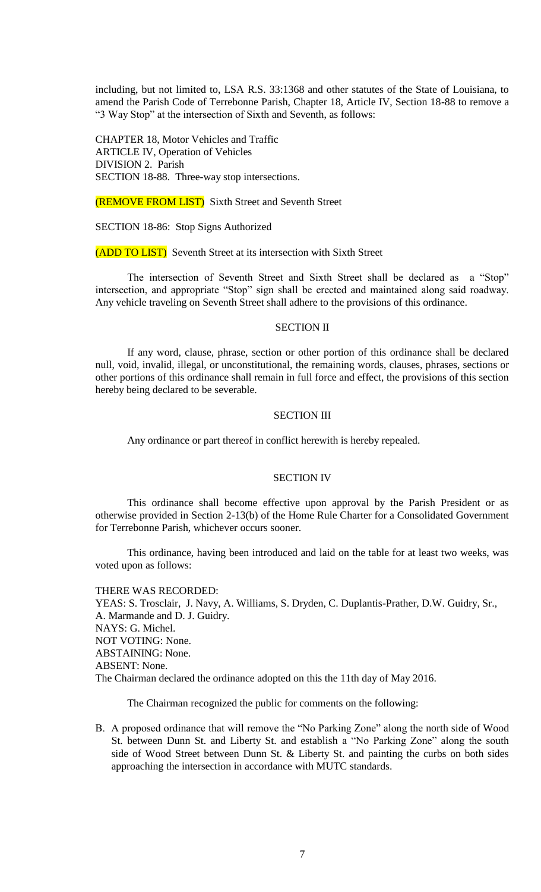including, but not limited to, LSA R.S. 33:1368 and other statutes of the State of Louisiana, to amend the Parish Code of Terrebonne Parish, Chapter 18, Article IV, Section 18-88 to remove a "3 Way Stop" at the intersection of Sixth and Seventh, as follows:

CHAPTER 18, Motor Vehicles and Traffic
ARTICLE IV, Operation of Vehicles
DIVISION 2. Parish
SECTION 18-88. Three-way stop intersections.

(REMOVE FROM LIST) Sixth Street and Seventh Street

SECTION 18-86: Stop Signs Authorized

(ADD TO LIST) Seventh Street at its intersection with Sixth Street

The intersection of Seventh Street and Sixth Street shall be declared as a "Stop" intersection, and appropriate "Stop" sign shall be erected and maintained along said roadway. Any vehicle traveling on Seventh Street shall adhere to the provisions of this ordinance.

SECTION II

If any word, clause, phrase, section or other portion of this ordinance shall be declared null, void, invalid, illegal, or unconstitutional, the remaining words, clauses, phrases, sections or other portions of this ordinance shall remain in full force and effect, the provisions of this section hereby being declared to be severable.

SECTION III

Any ordinance or part thereof in conflict herewith is hereby repealed.

SECTION IV

This ordinance shall become effective upon approval by the Parish President or as otherwise provided in Section 2-13(b) of the Home Rule Charter for a Consolidated Government for Terrebonne Parish, whichever occurs sooner.

This ordinance, having been introduced and laid on the table for at least two weeks, was voted upon as follows:

THERE WAS RECORDED:
YEAS: S. Trosclair, J. Navy, A. Williams, S. Dryden, C. Duplantis-Prather, D.W. Guidry, Sr., A. Marmande and D. J. Guidry.
NAYS: G. Michel.
NOT VOTING: None.
ABSTAINING: None.
ABSENT: None.
The Chairman declared the ordinance adopted on this the 11th day of May 2016.

The Chairman recognized the public for comments on the following:

B. A proposed ordinance that will remove the "No Parking Zone" along the north side of Wood St. between Dunn St. and Liberty St. and establish a "No Parking Zone" along the south side of Wood Street between Dunn St. & Liberty St. and painting the curbs on both sides approaching the intersection in accordance with MUTC standards.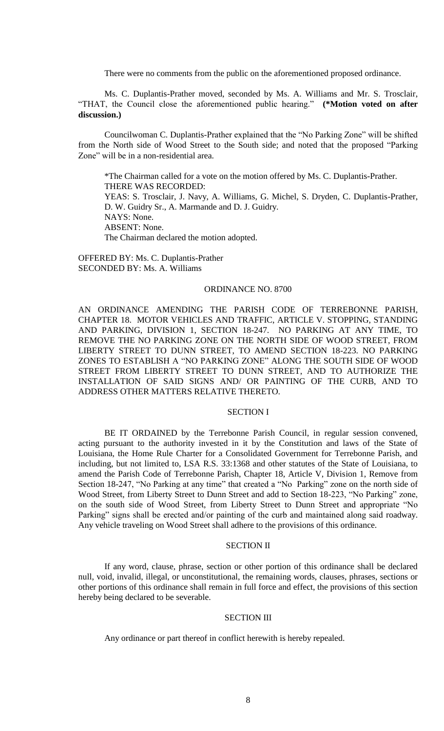There were no comments from the public on the aforementioned proposed ordinance.

Ms. C. Duplantis-Prather moved, seconded by Ms. A. Williams and Mr. S. Trosclair, "THAT, the Council close the aforementioned public hearing." **(*Motion voted on after discussion.)**

Councilwoman C. Duplantis-Prather explained that the "No Parking Zone" will be shifted from the North side of Wood Street to the South side; and noted that the proposed "Parking Zone" will be in a non-residential area.

*The Chairman called for a vote on the motion offered by Ms. C. Duplantis-Prather.
THERE WAS RECORDED:
YEAS: S. Trosclair, J. Navy, A. Williams, G. Michel, S. Dryden, C. Duplantis-Prather, D. W. Guidry Sr., A. Marmande and D. J. Guidry.
NAYS: None.
ABSENT: None.
The Chairman declared the motion adopted.

OFFERED BY: Ms. C. Duplantis-Prather
SECONDED BY: Ms. A. Williams

ORDINANCE NO. 8700

AN ORDINANCE AMENDING THE PARISH CODE OF TERREBONNE PARISH, CHAPTER 18. MOTOR VEHICLES AND TRAFFIC, ARTICLE V. STOPPING, STANDING AND PARKING, DIVISION 1, SECTION 18-247. NO PARKING AT ANY TIME, TO REMOVE THE NO PARKING ZONE ON THE NORTH SIDE OF WOOD STREET, FROM LIBERTY STREET TO DUNN STREET, TO AMEND SECTION 18-223. NO PARKING ZONES TO ESTABLISH A "NO PARKING ZONE" ALONG THE SOUTH SIDE OF WOOD STREET FROM LIBERTY STREET TO DUNN STREET, AND TO AUTHORIZE THE INSTALLATION OF SAID SIGNS AND/ OR PAINTING OF THE CURB, AND TO ADDRESS OTHER MATTERS RELATIVE THERETO.

SECTION I

BE IT ORDAINED by the Terrebonne Parish Council, in regular session convened, acting pursuant to the authority invested in it by the Constitution and laws of the State of Louisiana, the Home Rule Charter for a Consolidated Government for Terrebonne Parish, and including, but not limited to, LSA R.S. 33:1368 and other statutes of the State of Louisiana, to amend the Parish Code of Terrebonne Parish, Chapter 18, Article V, Division 1, Remove from Section 18-247, "No Parking at any time" that created a "No Parking" zone on the north side of Wood Street, from Liberty Street to Dunn Street and add to Section 18-223, "No Parking" zone, on the south side of Wood Street, from Liberty Street to Dunn Street and appropriate "No Parking" signs shall be erected and/or painting of the curb and maintained along said roadway. Any vehicle traveling on Wood Street shall adhere to the provisions of this ordinance.

SECTION II

If any word, clause, phrase, section or other portion of this ordinance shall be declared null, void, invalid, illegal, or unconstitutional, the remaining words, clauses, phrases, sections or other portions of this ordinance shall remain in full force and effect, the provisions of this section hereby being declared to be severable.

SECTION III

Any ordinance or part thereof in conflict herewith is hereby repealed.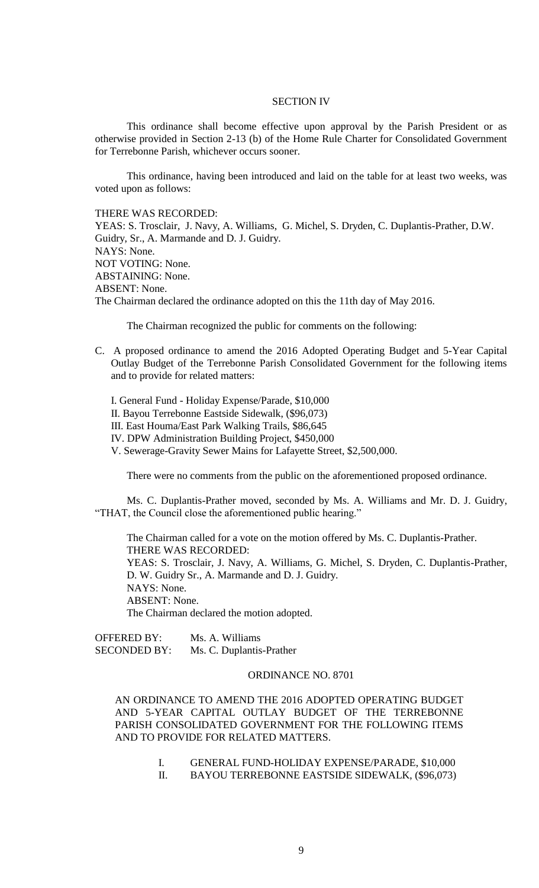SECTION IV

This ordinance shall become effective upon approval by the Parish President or as otherwise provided in Section 2-13 (b) of the Home Rule Charter for Consolidated Government for Terrebonne Parish, whichever occurs sooner.

This ordinance, having been introduced and laid on the table for at least two weeks, was voted upon as follows:

THERE WAS RECORDED:
YEAS: S. Trosclair, J. Navy, A. Williams, G. Michel, S. Dryden, C. Duplantis-Prather, D.W. Guidry, Sr., A. Marmande and D. J. Guidry.
NAYS: None.
NOT VOTING: None.
ABSTAINING: None.
ABSENT: None.
The Chairman declared the ordinance adopted on this the 11th day of May 2016.

The Chairman recognized the public for comments on the following:

C. A proposed ordinance to amend the 2016 Adopted Operating Budget and 5-Year Capital Outlay Budget of the Terrebonne Parish Consolidated Government for the following items and to provide for related matters:

I. General Fund - Holiday Expense/Parade, $10,000
II. Bayou Terrebonne Eastside Sidewalk, ($96,073)
III. East Houma/East Park Walking Trails, $86,645
IV. DPW Administration Building Project, $450,000
V. Sewerage-Gravity Sewer Mains for Lafayette Street, $2,500,000.

There were no comments from the public on the aforementioned proposed ordinance.

Ms. C. Duplantis-Prather moved, seconded by Ms. A. Williams and Mr. D. J. Guidry, "THAT, the Council close the aforementioned public hearing."

The Chairman called for a vote on the motion offered by Ms. C. Duplantis-Prather.
THERE WAS RECORDED:
YEAS: S. Trosclair, J. Navy, A. Williams, G. Michel, S. Dryden, C. Duplantis-Prather, D. W. Guidry Sr., A. Marmande and D. J. Guidry.
NAYS: None.
ABSENT: None.
The Chairman declared the motion adopted.

OFFERED BY: Ms. A. Williams
SECONDED BY: Ms. C. Duplantis-Prather

ORDINANCE NO. 8701

AN ORDINANCE TO AMEND THE 2016 ADOPTED OPERATING BUDGET AND 5-YEAR CAPITAL OUTLAY BUDGET OF THE TERREBONNE PARISH CONSOLIDATED GOVERNMENT FOR THE FOLLOWING ITEMS AND TO PROVIDE FOR RELATED MATTERS.

I. GENERAL FUND-HOLIDAY EXPENSE/PARADE, $10,000
II. BAYOU TERREBONNE EASTSIDE SIDEWALK, ($96,073)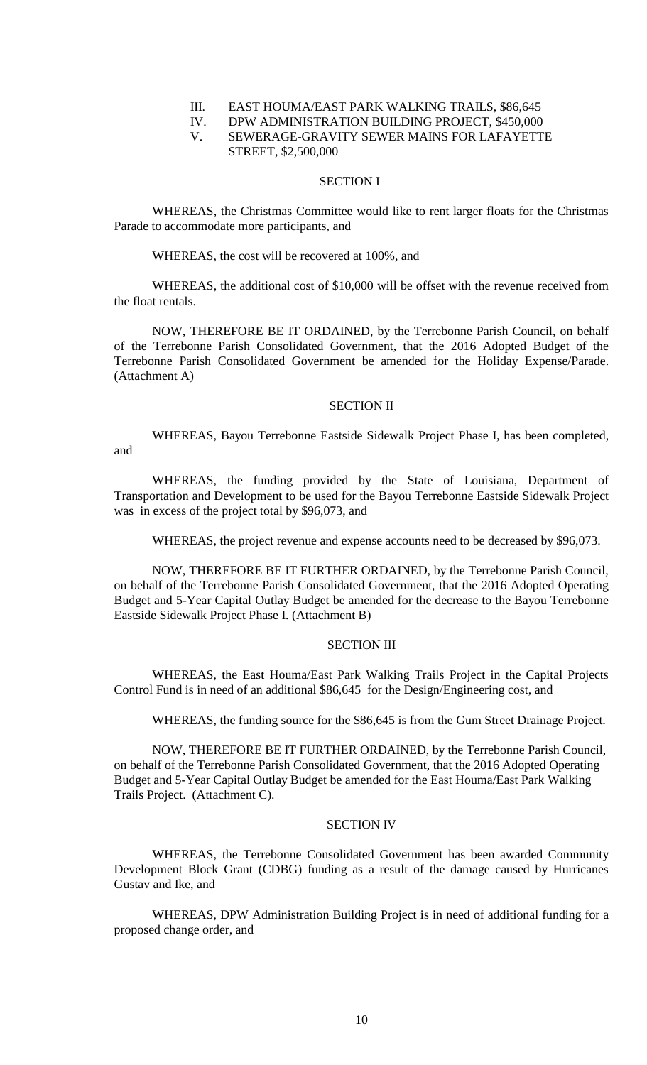III. EAST HOUMA/EAST PARK WALKING TRAILS, $86,645

IV. DPW ADMINISTRATION BUILDING PROJECT, $450,000

V. SEWERAGE-GRAVITY SEWER MAINS FOR LAFAYETTE STREET, $2,500,000

SECTION I

WHEREAS, the Christmas Committee would like to rent larger floats for the Christmas Parade to accommodate more participants, and

WHEREAS, the cost will be recovered at 100%, and

WHEREAS, the additional cost of $10,000 will be offset with the revenue received from the float rentals.

NOW, THEREFORE BE IT ORDAINED, by the Terrebonne Parish Council, on behalf of the Terrebonne Parish Consolidated Government, that the 2016 Adopted Budget of the Terrebonne Parish Consolidated Government be amended for the Holiday Expense/Parade. (Attachment A)

SECTION II

WHEREAS, Bayou Terrebonne Eastside Sidewalk Project Phase I, has been completed, and

WHEREAS, the funding provided by the State of Louisiana, Department of Transportation and Development to be used for the Bayou Terrebonne Eastside Sidewalk Project was in excess of the project total by $96,073, and

WHEREAS, the project revenue and expense accounts need to be decreased by $96,073.

NOW, THEREFORE BE IT FURTHER ORDAINED, by the Terrebonne Parish Council, on behalf of the Terrebonne Parish Consolidated Government, that the 2016 Adopted Operating Budget and 5-Year Capital Outlay Budget be amended for the decrease to the Bayou Terrebonne Eastside Sidewalk Project Phase I. (Attachment B)

SECTION III

WHEREAS, the East Houma/East Park Walking Trails Project in the Capital Projects Control Fund is in need of an additional $86,645 for the Design/Engineering cost, and

WHEREAS, the funding source for the $86,645 is from the Gum Street Drainage Project.

NOW, THEREFORE BE IT FURTHER ORDAINED, by the Terrebonne Parish Council, on behalf of the Terrebonne Parish Consolidated Government, that the 2016 Adopted Operating Budget and 5-Year Capital Outlay Budget be amended for the East Houma/East Park Walking Trails Project. (Attachment C).

SECTION IV

WHEREAS, the Terrebonne Consolidated Government has been awarded Community Development Block Grant (CDBG) funding as a result of the damage caused by Hurricanes Gustav and Ike, and

WHEREAS, DPW Administration Building Project is in need of additional funding for a proposed change order, and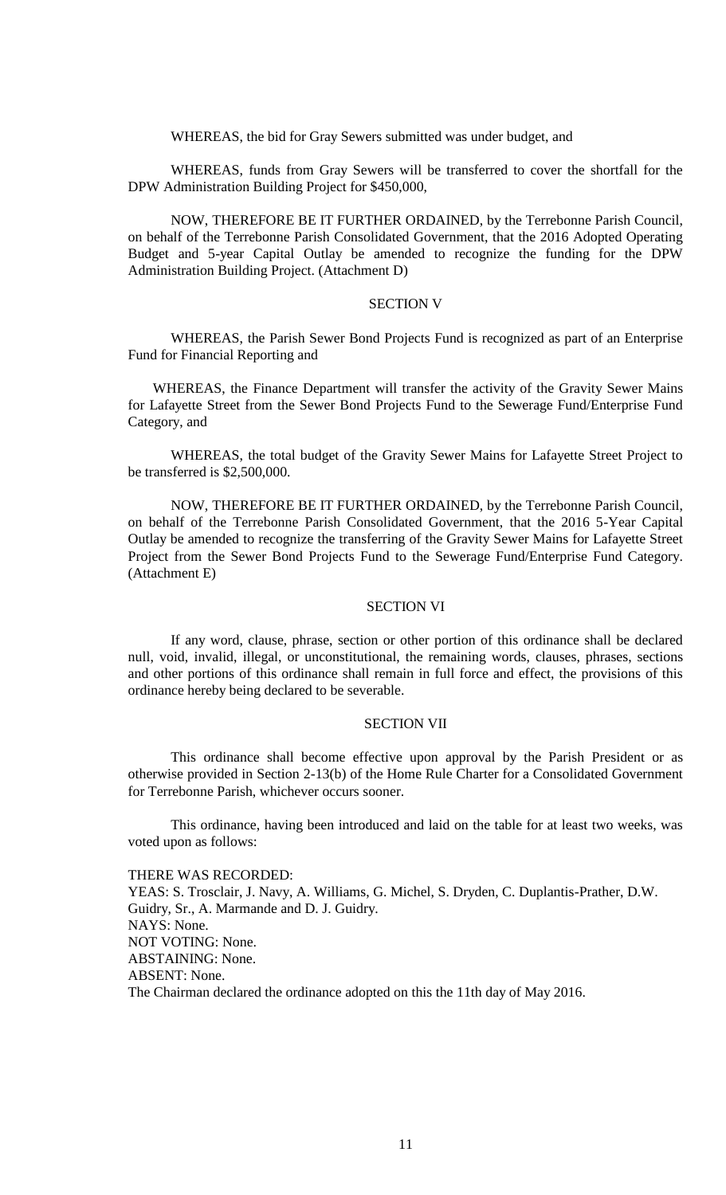WHEREAS, the bid for Gray Sewers submitted was under budget, and

WHEREAS, funds from Gray Sewers will be transferred to cover the shortfall for the DPW Administration Building Project for $450,000,

NOW, THEREFORE BE IT FURTHER ORDAINED, by the Terrebonne Parish Council, on behalf of the Terrebonne Parish Consolidated Government, that the 2016 Adopted Operating Budget and 5-year Capital Outlay be amended to recognize the funding for the DPW Administration Building Project. (Attachment D)

SECTION V

WHEREAS, the Parish Sewer Bond Projects Fund is recognized as part of an Enterprise Fund for Financial Reporting and

WHEREAS, the Finance Department will transfer the activity of the Gravity Sewer Mains for Lafayette Street from the Sewer Bond Projects Fund to the Sewerage Fund/Enterprise Fund Category, and

WHEREAS, the total budget of the Gravity Sewer Mains for Lafayette Street Project to be transferred is $2,500,000.

NOW, THEREFORE BE IT FURTHER ORDAINED, by the Terrebonne Parish Council, on behalf of the Terrebonne Parish Consolidated Government, that the 2016 5-Year Capital Outlay be amended to recognize the transferring of the Gravity Sewer Mains for Lafayette Street Project from the Sewer Bond Projects Fund to the Sewerage Fund/Enterprise Fund Category. (Attachment E)

SECTION VI

If any word, clause, phrase, section or other portion of this ordinance shall be declared null, void, invalid, illegal, or unconstitutional, the remaining words, clauses, phrases, sections and other portions of this ordinance shall remain in full force and effect, the provisions of this ordinance hereby being declared to be severable.

SECTION VII

This ordinance shall become effective upon approval by the Parish President or as otherwise provided in Section 2-13(b) of the Home Rule Charter for a Consolidated Government for Terrebonne Parish, whichever occurs sooner.

This ordinance, having been introduced and laid on the table for at least two weeks, was voted upon as follows:

THERE WAS RECORDED:
YEAS: S. Trosclair, J. Navy, A. Williams, G. Michel, S. Dryden, C. Duplantis-Prather, D.W. Guidry, Sr., A. Marmande and D. J. Guidry.
NAYS: None.
NOT VOTING: None.
ABSTAINING: None.
ABSENT: None.
The Chairman declared the ordinance adopted on this the 11th day of May 2016.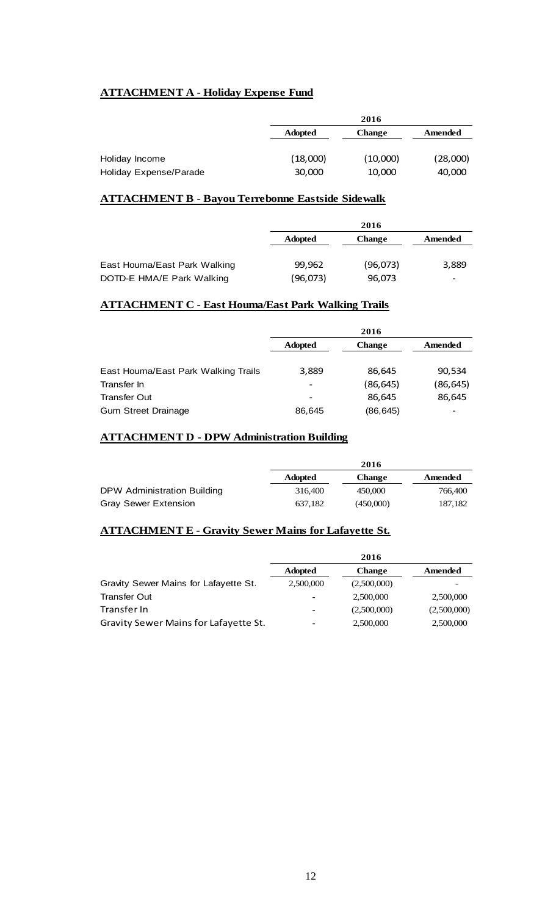**ATTACHMENT A - Holiday Expense Fund**

| | 2016 | | |
|---|---|---|---|
| | **Adopted** | **Change** | **Amended** |
| Holiday Income | (18,000) | (10,000) | (28,000) |
| Holiday Expense/Parade | 30,000 | 10,000 | 40,000 |

**ATTACHMENT B - Bayou Terrebonne Eastside Sidewalk**

| | 2016 | | |
|---|---|---|---|
| | **Adopted** | **Change** | **Amended** |
| East Houma/East Park Walking | 99,962 | (96,073) | 3,889 |
| DOTD-E HMA/E Park Walking | (96,073) | 96,073 | - |

**ATTACHMENT C - East Houma/East Park Walking Trails**

| | 2016 | | |
|---|---|---|---|
| | **Adopted** | **Change** | **Amended** |
| East Houma/East Park Walking Trails | 3,889 | 86,645 | 90,534 |
| Transfer In | - | (86,645) | (86,645) |
| Transfer Out | - | 86,645 | 86,645 |
| Gum Street Drainage | 86,645 | (86,645) | - |

**ATTACHMENT D - DPW Administration Building**

| | 2016 | | |
|---|---|---|---|
| | **Adopted** | **Change** | **Amended** |
| DPW Administration Building | 316,400 | 450,000 | 766,400 |
| Gray Sewer Extension | 637,182 | (450,000) | 187,182 |

**ATTACHMENT E - Gravity Sewer Mains for Lafayette St.**

| | 2016 | | |
|---|---|---|---|
| | **Adopted** | **Change** | **Amended** |
| Gravity Sewer Mains for Lafayette St. | 2,500,000 | (2,500,000) | - |
| Transfer Out | - | 2,500,000 | 2,500,000 |
| Transfer In | - | (2,500,000) | (2,500,000) |
| Gravity Sewer Mains for Lafayette St. | - | 2,500,000 | 2,500,000 |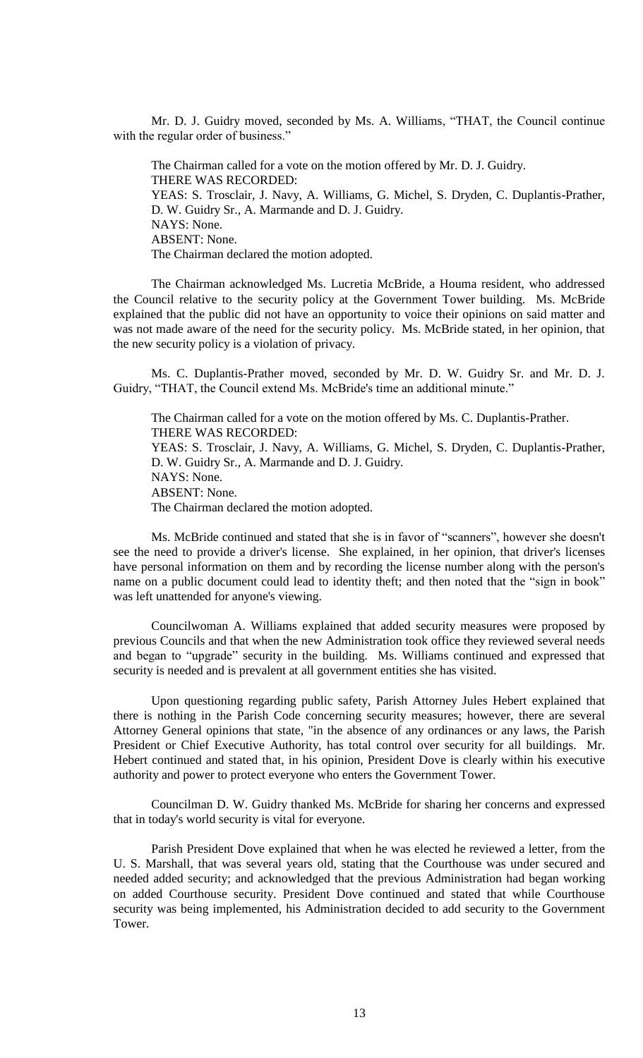Mr. D. J. Guidry moved, seconded by Ms. A. Williams, "THAT, the Council continue with the regular order of business."

The Chairman called for a vote on the motion offered by Mr. D. J. Guidry.
THERE WAS RECORDED:
YEAS: S. Trosclair, J. Navy, A. Williams, G. Michel, S. Dryden, C. Duplantis-Prather, D. W. Guidry Sr., A. Marmande and D. J. Guidry.
NAYS: None.
ABSENT: None.
The Chairman declared the motion adopted.

The Chairman acknowledged Ms. Lucretia McBride, a Houma resident, who addressed the Council relative to the security policy at the Government Tower building. Ms. McBride explained that the public did not have an opportunity to voice their opinions on said matter and was not made aware of the need for the security policy. Ms. McBride stated, in her opinion, that the new security policy is a violation of privacy.

Ms. C. Duplantis-Prather moved, seconded by Mr. D. W. Guidry Sr. and Mr. D. J. Guidry, "THAT, the Council extend Ms. McBride's time an additional minute."

The Chairman called for a vote on the motion offered by Ms. C. Duplantis-Prather.
THERE WAS RECORDED:
YEAS: S. Trosclair, J. Navy, A. Williams, G. Michel, S. Dryden, C. Duplantis-Prather, D. W. Guidry Sr., A. Marmande and D. J. Guidry.
NAYS: None.
ABSENT: None.
The Chairman declared the motion adopted.

Ms. McBride continued and stated that she is in favor of "scanners", however she doesn't see the need to provide a driver's license. She explained, in her opinion, that driver's licenses have personal information on them and by recording the license number along with the person's name on a public document could lead to identity theft; and then noted that the "sign in book" was left unattended for anyone's viewing.

Councilwoman A. Williams explained that added security measures were proposed by previous Councils and that when the new Administration took office they reviewed several needs and began to "upgrade" security in the building. Ms. Williams continued and expressed that security is needed and is prevalent at all government entities she has visited.

Upon questioning regarding public safety, Parish Attorney Jules Hebert explained that there is nothing in the Parish Code concerning security measures; however, there are several Attorney General opinions that state, "in the absence of any ordinances or any laws, the Parish President or Chief Executive Authority, has total control over security for all buildings. Mr. Hebert continued and stated that, in his opinion, President Dove is clearly within his executive authority and power to protect everyone who enters the Government Tower.

Councilman D. W. Guidry thanked Ms. McBride for sharing her concerns and expressed that in today's world security is vital for everyone.

Parish President Dove explained that when he was elected he reviewed a letter, from the U. S. Marshall, that was several years old, stating that the Courthouse was under secured and needed added security; and acknowledged that the previous Administration had began working on added Courthouse security. President Dove continued and stated that while Courthouse security was being implemented, his Administration decided to add security to the Government Tower.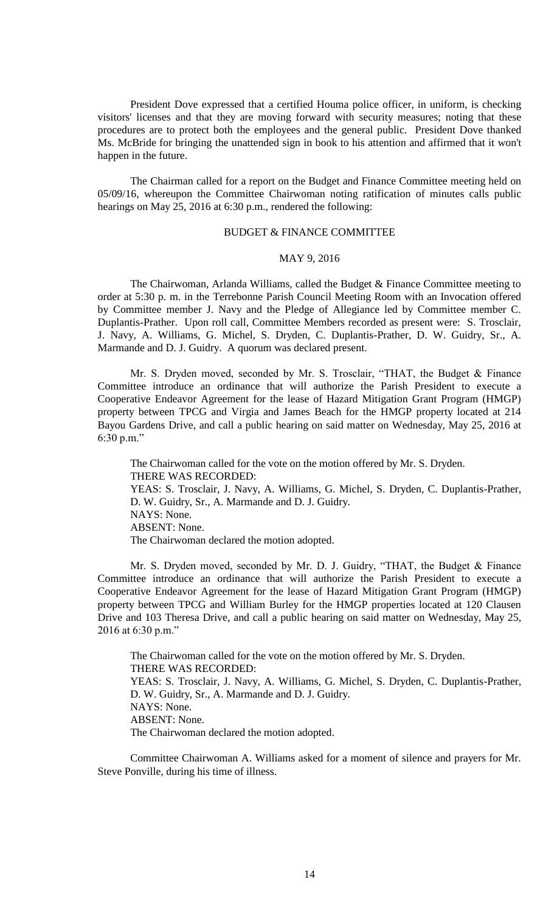President Dove expressed that a certified Houma police officer, in uniform, is checking visitors' licenses and that they are moving forward with security measures; noting that these procedures are to protect both the employees and the general public. President Dove thanked Ms. McBride for bringing the unattended sign in book to his attention and affirmed that it won't happen in the future.

The Chairman called for a report on the Budget and Finance Committee meeting held on 05/09/16, whereupon the Committee Chairwoman noting ratification of minutes calls public hearings on May 25, 2016 at 6:30 p.m., rendered the following:

BUDGET & FINANCE COMMITTEE

MAY 9, 2016

The Chairwoman, Arlanda Williams, called the Budget & Finance Committee meeting to order at 5:30 p. m. in the Terrebonne Parish Council Meeting Room with an Invocation offered by Committee member J. Navy and the Pledge of Allegiance led by Committee member C. Duplantis-Prather. Upon roll call, Committee Members recorded as present were: S. Trosclair, J. Navy, A. Williams, G. Michel, S. Dryden, C. Duplantis-Prather, D. W. Guidry, Sr., A. Marmande and D. J. Guidry. A quorum was declared present.

Mr. S. Dryden moved, seconded by Mr. S. Trosclair, "THAT, the Budget & Finance Committee introduce an ordinance that will authorize the Parish President to execute a Cooperative Endeavor Agreement for the lease of Hazard Mitigation Grant Program (HMGP) property between TPCG and Virgia and James Beach for the HMGP property located at 214 Bayou Gardens Drive, and call a public hearing on said matter on Wednesday, May 25, 2016 at 6:30 p.m."

The Chairwoman called for the vote on the motion offered by Mr. S. Dryden.
THERE WAS RECORDED:
YEAS: S. Trosclair, J. Navy, A. Williams, G. Michel, S. Dryden, C. Duplantis-Prather, D. W. Guidry, Sr., A. Marmande and D. J. Guidry.
NAYS: None.
ABSENT: None.
The Chairwoman declared the motion adopted.

Mr. S. Dryden moved, seconded by Mr. D. J. Guidry, "THAT, the Budget & Finance Committee introduce an ordinance that will authorize the Parish President to execute a Cooperative Endeavor Agreement for the lease of Hazard Mitigation Grant Program (HMGP) property between TPCG and William Burley for the HMGP properties located at 120 Clausen Drive and 103 Theresa Drive, and call a public hearing on said matter on Wednesday, May 25, 2016 at 6:30 p.m."

The Chairwoman called for the vote on the motion offered by Mr. S. Dryden.
THERE WAS RECORDED:
YEAS: S. Trosclair, J. Navy, A. Williams, G. Michel, S. Dryden, C. Duplantis-Prather, D. W. Guidry, Sr., A. Marmande and D. J. Guidry.
NAYS: None.
ABSENT: None.
The Chairwoman declared the motion adopted.

Committee Chairwoman A. Williams asked for a moment of silence and prayers for Mr. Steve Ponville, during his time of illness.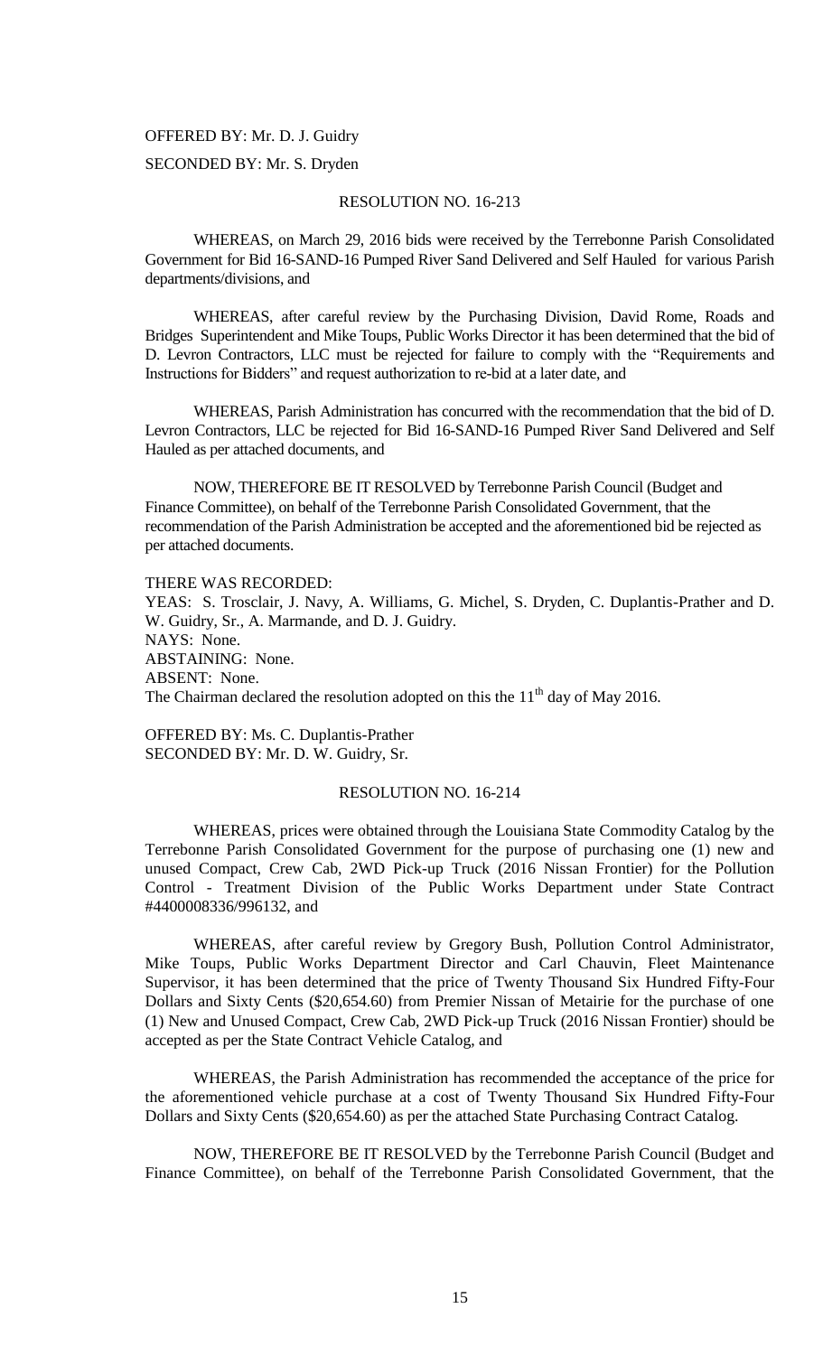OFFERED BY: Mr. D. J. Guidry

SECONDED BY: Mr. S. Dryden

RESOLUTION NO. 16-213

WHEREAS, on March 29, 2016 bids were received by the Terrebonne Parish Consolidated Government for Bid 16-SAND-16 Pumped River Sand Delivered and Self Hauled for various Parish departments/divisions, and

WHEREAS, after careful review by the Purchasing Division, David Rome, Roads and Bridges Superintendent and Mike Toups, Public Works Director it has been determined that the bid of D. Levron Contractors, LLC must be rejected for failure to comply with the "Requirements and Instructions for Bidders" and request authorization to re-bid at a later date, and

WHEREAS, Parish Administration has concurred with the recommendation that the bid of D. Levron Contractors, LLC be rejected for Bid 16-SAND-16 Pumped River Sand Delivered and Self Hauled as per attached documents, and

NOW, THEREFORE BE IT RESOLVED by Terrebonne Parish Council (Budget and Finance Committee), on behalf of the Terrebonne Parish Consolidated Government, that the recommendation of the Parish Administration be accepted and the aforementioned bid be rejected as per attached documents.

THERE WAS RECORDED:
YEAS: S. Trosclair, J. Navy, A. Williams, G. Michel, S. Dryden, C. Duplantis-Prather and D. W. Guidry, Sr., A. Marmande, and D. J. Guidry.
NAYS: None.
ABSTAINING: None.
ABSENT: None.
The Chairman declared the resolution adopted on this the 11th day of May 2016.

OFFERED BY: Ms. C. Duplantis-Prather
SECONDED BY: Mr. D. W. Guidry, Sr.

RESOLUTION NO. 16-214

WHEREAS, prices were obtained through the Louisiana State Commodity Catalog by the Terrebonne Parish Consolidated Government for the purpose of purchasing one (1) new and unused Compact, Crew Cab, 2WD Pick-up Truck (2016 Nissan Frontier) for the Pollution Control - Treatment Division of the Public Works Department under State Contract #4400008336/996132, and

WHEREAS, after careful review by Gregory Bush, Pollution Control Administrator, Mike Toups, Public Works Department Director and Carl Chauvin, Fleet Maintenance Supervisor, it has been determined that the price of Twenty Thousand Six Hundred Fifty-Four Dollars and Sixty Cents ($20,654.60) from Premier Nissan of Metairie for the purchase of one (1) New and Unused Compact, Crew Cab, 2WD Pick-up Truck (2016 Nissan Frontier) should be accepted as per the State Contract Vehicle Catalog, and

WHEREAS, the Parish Administration has recommended the acceptance of the price for the aforementioned vehicle purchase at a cost of Twenty Thousand Six Hundred Fifty-Four Dollars and Sixty Cents ($20,654.60) as per the attached State Purchasing Contract Catalog.

NOW, THEREFORE BE IT RESOLVED by the Terrebonne Parish Council (Budget and Finance Committee), on behalf of the Terrebonne Parish Consolidated Government, that the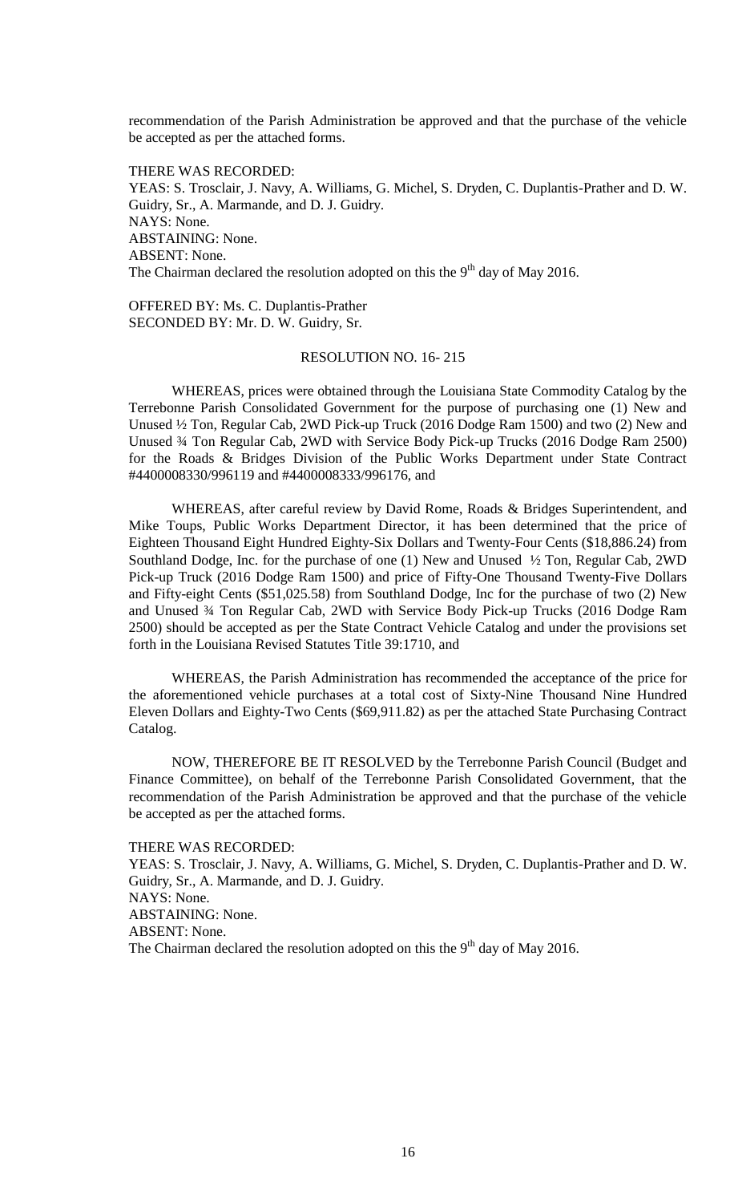recommendation of the Parish Administration be approved and that the purchase of the vehicle be accepted as per the attached forms.

THERE WAS RECORDED:
YEAS: S. Trosclair, J. Navy, A. Williams, G. Michel, S. Dryden, C. Duplantis-Prather and D. W. Guidry, Sr., A. Marmande, and D. J. Guidry.
NAYS: None.
ABSTAINING: None.
ABSENT: None.
The Chairman declared the resolution adopted on this the 9th day of May 2016.

OFFERED BY: Ms. C. Duplantis-Prather
SECONDED BY: Mr. D. W. Guidry, Sr.

RESOLUTION NO. 16- 215

WHEREAS, prices were obtained through the Louisiana State Commodity Catalog by the Terrebonne Parish Consolidated Government for the purpose of purchasing one (1) New and Unused ½ Ton, Regular Cab, 2WD Pick-up Truck (2016 Dodge Ram 1500) and two (2) New and Unused ¾ Ton Regular Cab, 2WD with Service Body Pick-up Trucks (2016 Dodge Ram 2500) for the Roads & Bridges Division of the Public Works Department under State Contract #4400008330/996119 and #4400008333/996176, and

WHEREAS, after careful review by David Rome, Roads & Bridges Superintendent, and Mike Toups, Public Works Department Director, it has been determined that the price of Eighteen Thousand Eight Hundred Eighty-Six Dollars and Twenty-Four Cents ($18,886.24) from Southland Dodge, Inc. for the purchase of one (1) New and Unused ½ Ton, Regular Cab, 2WD Pick-up Truck (2016 Dodge Ram 1500) and price of Fifty-One Thousand Twenty-Five Dollars and Fifty-eight Cents ($51,025.58) from Southland Dodge, Inc for the purchase of two (2) New and Unused ¾ Ton Regular Cab, 2WD with Service Body Pick-up Trucks (2016 Dodge Ram 2500) should be accepted as per the State Contract Vehicle Catalog and under the provisions set forth in the Louisiana Revised Statutes Title 39:1710, and

WHEREAS, the Parish Administration has recommended the acceptance of the price for the aforementioned vehicle purchases at a total cost of Sixty-Nine Thousand Nine Hundred Eleven Dollars and Eighty-Two Cents ($69,911.82) as per the attached State Purchasing Contract Catalog.

NOW, THEREFORE BE IT RESOLVED by the Terrebonne Parish Council (Budget and Finance Committee), on behalf of the Terrebonne Parish Consolidated Government, that the recommendation of the Parish Administration be approved and that the purchase of the vehicle be accepted as per the attached forms.

THERE WAS RECORDED:
YEAS: S. Trosclair, J. Navy, A. Williams, G. Michel, S. Dryden, C. Duplantis-Prather and D. W. Guidry, Sr., A. Marmande, and D. J. Guidry.
NAYS: None.
ABSTAINING: None.
ABSENT: None.
The Chairman declared the resolution adopted on this the 9th day of May 2016.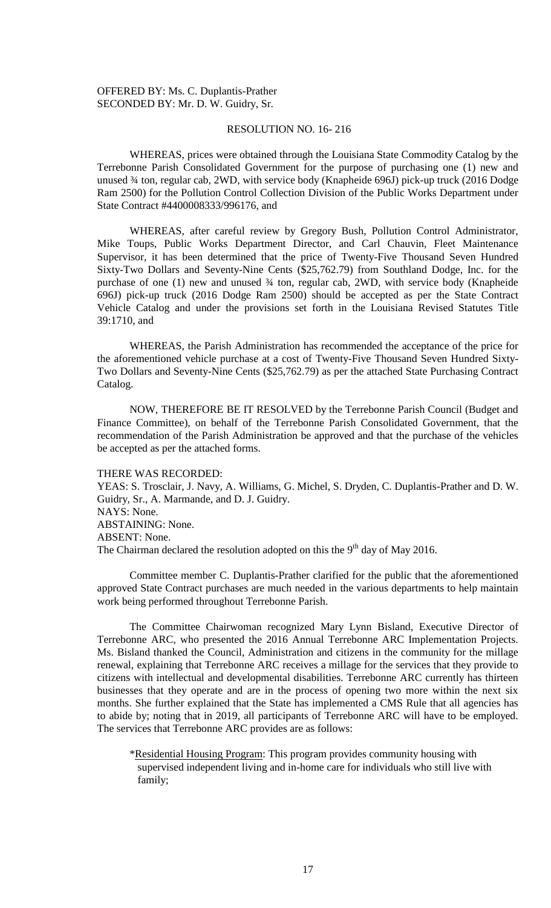OFFERED BY: Ms. C. Duplantis-Prather
SECONDED BY: Mr. D. W. Guidry, Sr.

RESOLUTION NO. 16- 216

WHEREAS, prices were obtained through the Louisiana State Commodity Catalog by the Terrebonne Parish Consolidated Government for the purpose of purchasing one (1) new and unused ¾ ton, regular cab, 2WD, with service body (Knapheide 696J) pick-up truck (2016 Dodge Ram 2500) for the Pollution Control Collection Division of the Public Works Department under State Contract #4400008333/996176, and

WHEREAS, after careful review by Gregory Bush, Pollution Control Administrator, Mike Toups, Public Works Department Director, and Carl Chauvin, Fleet Maintenance Supervisor, it has been determined that the price of Twenty-Five Thousand Seven Hundred Sixty-Two Dollars and Seventy-Nine Cents ($25,762.79) from Southland Dodge, Inc. for the purchase of one (1) new and unused ¾ ton, regular cab, 2WD, with service body (Knapheide 696J) pick-up truck (2016 Dodge Ram 2500) should be accepted as per the State Contract Vehicle Catalog and under the provisions set forth in the Louisiana Revised Statutes Title 39:1710, and

WHEREAS, the Parish Administration has recommended the acceptance of the price for the aforementioned vehicle purchase at a cost of Twenty-Five Thousand Seven Hundred Sixty-Two Dollars and Seventy-Nine Cents ($25,762.79) as per the attached State Purchasing Contract Catalog.

NOW, THEREFORE BE IT RESOLVED by the Terrebonne Parish Council (Budget and Finance Committee), on behalf of the Terrebonne Parish Consolidated Government, that the recommendation of the Parish Administration be approved and that the purchase of the vehicles be accepted as per the attached forms.

THERE WAS RECORDED:
YEAS: S. Trosclair, J. Navy, A. Williams, G. Michel, S. Dryden, C. Duplantis-Prather and D. W. Guidry, Sr., A. Marmande, and D. J. Guidry.
NAYS: None.
ABSTAINING: None.
ABSENT: None.
The Chairman declared the resolution adopted on this the 9th day of May 2016.

Committee member C. Duplantis-Prather clarified for the public that the aforementioned approved State Contract purchases are much needed in the various departments to help maintain work being performed throughout Terrebonne Parish.

The Committee Chairwoman recognized Mary Lynn Bisland, Executive Director of Terrebonne ARC, who presented the 2016 Annual Terrebonne ARC Implementation Projects. Ms. Bisland thanked the Council, Administration and citizens in the community for the millage renewal, explaining that Terrebonne ARC receives a millage for the services that they provide to citizens with intellectual and developmental disabilities. Terrebonne ARC currently has thirteen businesses that they operate and are in the process of opening two more within the next six months. She further explained that the State has implemented a CMS Rule that all agencies has to abide by; noting that in 2019, all participants of Terrebonne ARC will have to be employed. The services that Terrebonne ARC provides are as follows:

*Residential Housing Program: This program provides community housing with supervised independent living and in-home care for individuals who still live with family;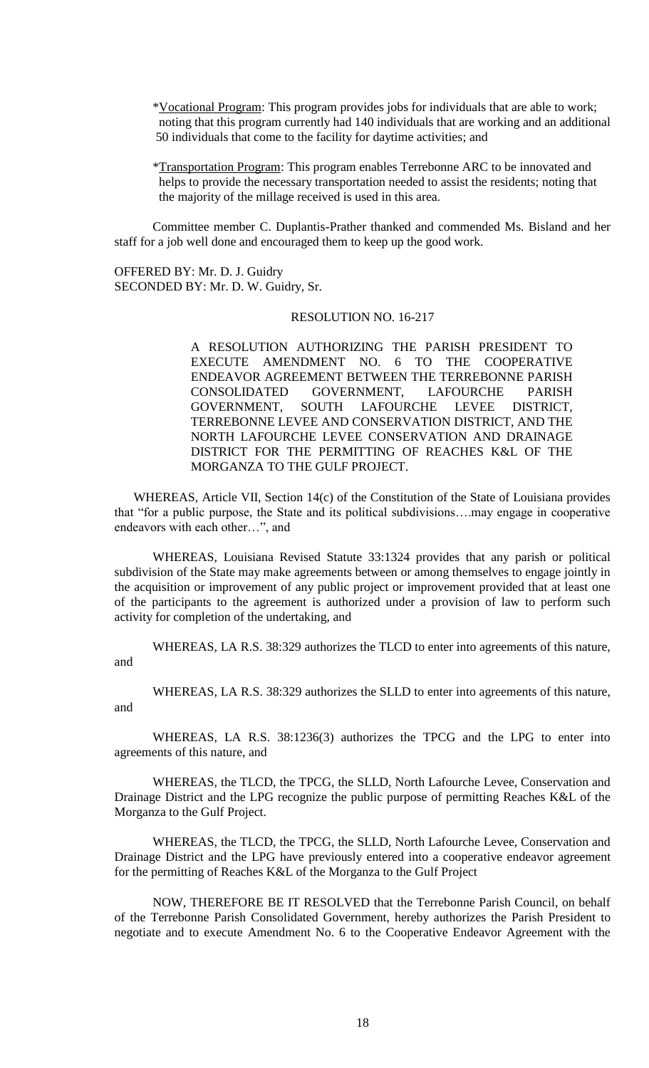*Vocational Program: This program provides jobs for individuals that are able to work; noting that this program currently had 140 individuals that are working and an additional 50 individuals that come to the facility for daytime activities; and

*Transportation Program: This program enables Terrebonne ARC to be innovated and helps to provide the necessary transportation needed to assist the residents; noting that the majority of the millage received is used in this area.

Committee member C. Duplantis-Prather thanked and commended Ms. Bisland and her staff for a job well done and encouraged them to keep up the good work.

OFFERED BY: Mr. D. J. Guidry
SECONDED BY: Mr. D. W. Guidry, Sr.

RESOLUTION NO. 16-217

A RESOLUTION AUTHORIZING THE PARISH PRESIDENT TO EXECUTE AMENDMENT NO. 6 TO THE COOPERATIVE ENDEAVOR AGREEMENT BETWEEN THE TERREBONNE PARISH CONSOLIDATED GOVERNMENT, LAFOURCHE PARISH GOVERNMENT, SOUTH LAFOURCHE LEVEE DISTRICT, TERREBONNE LEVEE AND CONSERVATION DISTRICT, AND THE NORTH LAFOURCHE LEVEE CONSERVATION AND DRAINAGE DISTRICT FOR THE PERMITTING OF REACHES K&L OF THE MORGANZA TO THE GULF PROJECT.

WHEREAS, Article VII, Section 14(c) of the Constitution of the State of Louisiana provides that "for a public purpose, the State and its political subdivisions….may engage in cooperative endeavors with each other…", and

WHEREAS, Louisiana Revised Statute 33:1324 provides that any parish or political subdivision of the State may make agreements between or among themselves to engage jointly in the acquisition or improvement of any public project or improvement provided that at least one of the participants to the agreement is authorized under a provision of law to perform such activity for completion of the undertaking, and

WHEREAS, LA R.S. 38:329 authorizes the TLCD to enter into agreements of this nature, and

WHEREAS, LA R.S. 38:329 authorizes the SLLD to enter into agreements of this nature, and

WHEREAS, LA R.S. 38:1236(3) authorizes the TPCG and the LPG to enter into agreements of this nature, and

WHEREAS, the TLCD, the TPCG, the SLLD, North Lafourche Levee, Conservation and Drainage District and the LPG recognize the public purpose of permitting Reaches K&L of the Morganza to the Gulf Project.

WHEREAS, the TLCD, the TPCG, the SLLD, North Lafourche Levee, Conservation and Drainage District and the LPG have previously entered into a cooperative endeavor agreement for the permitting of Reaches K&L of the Morganza to the Gulf Project

NOW, THEREFORE BE IT RESOLVED that the Terrebonne Parish Council, on behalf of the Terrebonne Parish Consolidated Government, hereby authorizes the Parish President to negotiate and to execute Amendment No. 6 to the Cooperative Endeavor Agreement with the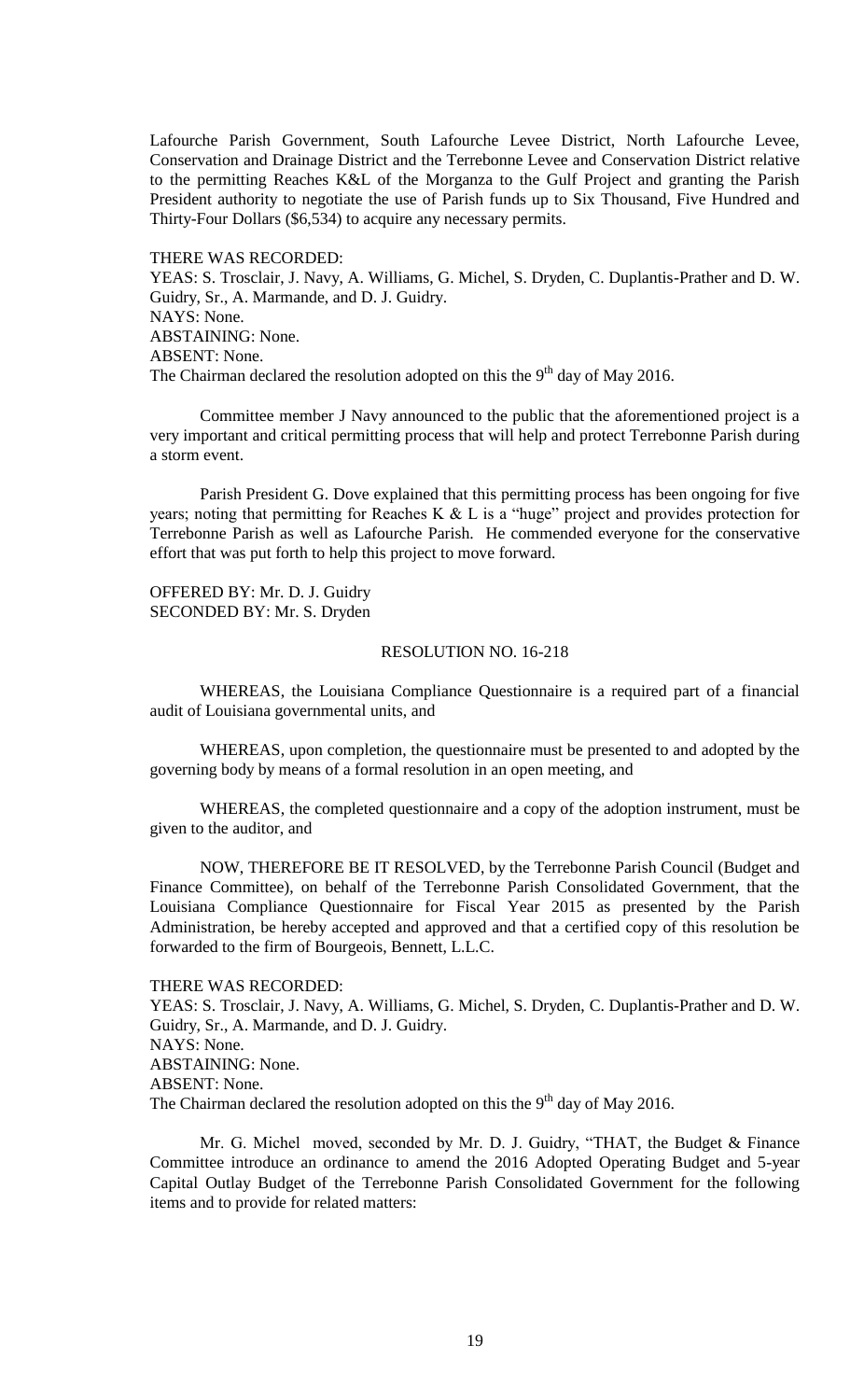Lafourche Parish Government, South Lafourche Levee District, North Lafourche Levee, Conservation and Drainage District and the Terrebonne Levee and Conservation District relative to the permitting Reaches K&L of the Morganza to the Gulf Project and granting the Parish President authority to negotiate the use of Parish funds up to Six Thousand, Five Hundred and Thirty-Four Dollars ($6,534) to acquire any necessary permits.

THERE WAS RECORDED:
YEAS: S. Trosclair, J. Navy, A. Williams, G. Michel, S. Dryden, C. Duplantis-Prather and D. W. Guidry, Sr., A. Marmande, and D. J. Guidry.
NAYS: None.
ABSTAINING: None.
ABSENT: None.
The Chairman declared the resolution adopted on this the 9th day of May 2016.

Committee member J Navy announced to the public that the aforementioned project is a very important and critical permitting process that will help and protect Terrebonne Parish during a storm event.

Parish President G. Dove explained that this permitting process has been ongoing for five years; noting that permitting for Reaches K & L is a "huge" project and provides protection for Terrebonne Parish as well as Lafourche Parish. He commended everyone for the conservative effort that was put forth to help this project to move forward.

OFFERED BY: Mr. D. J. Guidry
SECONDED BY: Mr. S. Dryden

RESOLUTION NO. 16-218

WHEREAS, the Louisiana Compliance Questionnaire is a required part of a financial audit of Louisiana governmental units, and

WHEREAS, upon completion, the questionnaire must be presented to and adopted by the governing body by means of a formal resolution in an open meeting, and

WHEREAS, the completed questionnaire and a copy of the adoption instrument, must be given to the auditor, and

NOW, THEREFORE BE IT RESOLVED, by the Terrebonne Parish Council (Budget and Finance Committee), on behalf of the Terrebonne Parish Consolidated Government, that the Louisiana Compliance Questionnaire for Fiscal Year 2015 as presented by the Parish Administration, be hereby accepted and approved and that a certified copy of this resolution be forwarded to the firm of Bourgeois, Bennett, L.L.C.

THERE WAS RECORDED:
YEAS: S. Trosclair, J. Navy, A. Williams, G. Michel, S. Dryden, C. Duplantis-Prather and D. W. Guidry, Sr., A. Marmande, and D. J. Guidry.
NAYS: None.
ABSTAINING: None.
ABSENT: None.
The Chairman declared the resolution adopted on this the 9th day of May 2016.

Mr. G. Michel moved, seconded by Mr. D. J. Guidry, "THAT, the Budget & Finance Committee introduce an ordinance to amend the 2016 Adopted Operating Budget and 5-year Capital Outlay Budget of the Terrebonne Parish Consolidated Government for the following items and to provide for related matters: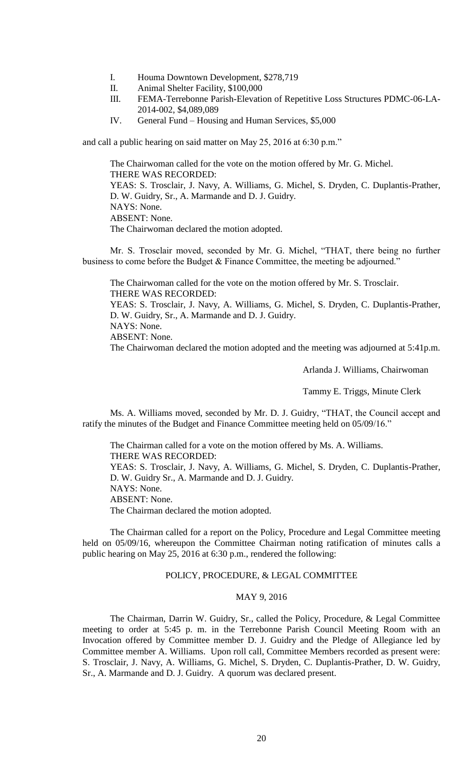I. Houma Downtown Development, $278,719
II. Animal Shelter Facility, $100,000
III. FEMA-Terrebonne Parish-Elevation of Repetitive Loss Structures PDMC-06-LA-2014-002, $4,089,089
IV. General Fund – Housing and Human Services, $5,000

and call a public hearing on said matter on May 25, 2016 at 6:30 p.m."

The Chairwoman called for the vote on the motion offered by Mr. G. Michel.
THERE WAS RECORDED:
YEAS: S. Trosclair, J. Navy, A. Williams, G. Michel, S. Dryden, C. Duplantis-Prather, D. W. Guidry, Sr., A. Marmande and D. J. Guidry.
NAYS: None.
ABSENT: None.
The Chairwoman declared the motion adopted.

Mr. S. Trosclair moved, seconded by Mr. G. Michel, "THAT, there being no further business to come before the Budget & Finance Committee, the meeting be adjourned."

The Chairwoman called for the vote on the motion offered by Mr. S. Trosclair.
THERE WAS RECORDED:
YEAS: S. Trosclair, J. Navy, A. Williams, G. Michel, S. Dryden, C. Duplantis-Prather, D. W. Guidry, Sr., A. Marmande and D. J. Guidry.
NAYS: None.
ABSENT: None.
The Chairwoman declared the motion adopted and the meeting was adjourned at 5:41p.m.

Arlanda J. Williams, Chairwoman

Tammy E. Triggs, Minute Clerk

Ms. A. Williams moved, seconded by Mr. D. J. Guidry, "THAT, the Council accept and ratify the minutes of the Budget and Finance Committee meeting held on 05/09/16."

The Chairman called for a vote on the motion offered by Ms. A. Williams.
THERE WAS RECORDED:
YEAS: S. Trosclair, J. Navy, A. Williams, G. Michel, S. Dryden, C. Duplantis-Prather, D. W. Guidry Sr., A. Marmande and D. J. Guidry.
NAYS: None.
ABSENT: None.
The Chairman declared the motion adopted.

The Chairman called for a report on the Policy, Procedure and Legal Committee meeting held on 05/09/16, whereupon the Committee Chairman noting ratification of minutes calls a public hearing on May 25, 2016 at 6:30 p.m., rendered the following:

POLICY, PROCEDURE, & LEGAL COMMITTEE

MAY 9, 2016

The Chairman, Darrin W. Guidry, Sr., called the Policy, Procedure, & Legal Committee meeting to order at 5:45 p. m. in the Terrebonne Parish Council Meeting Room with an Invocation offered by Committee member D. J. Guidry and the Pledge of Allegiance led by Committee member A. Williams. Upon roll call, Committee Members recorded as present were: S. Trosclair, J. Navy, A. Williams, G. Michel, S. Dryden, C. Duplantis-Prather, D. W. Guidry, Sr., A. Marmande and D. J. Guidry. A quorum was declared present.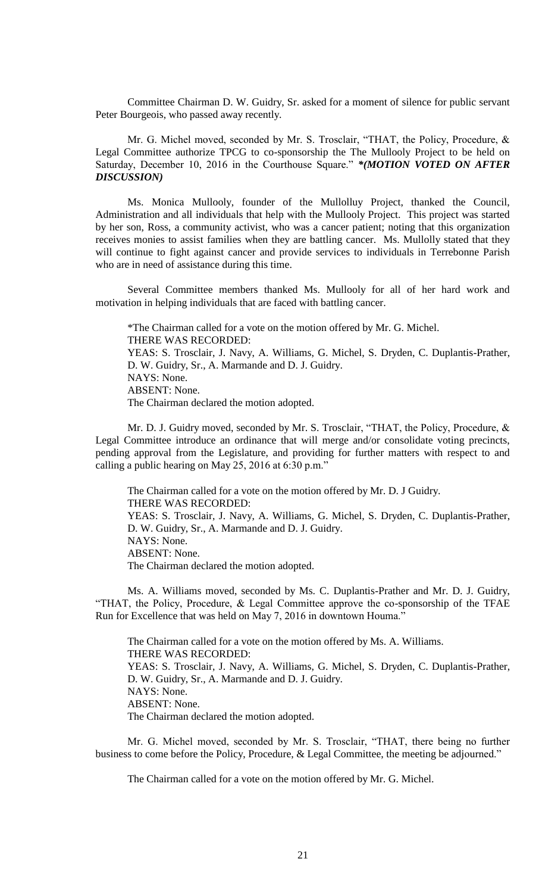Committee Chairman D. W. Guidry, Sr. asked for a moment of silence for public servant Peter Bourgeois, who passed away recently.

Mr. G. Michel moved, seconded by Mr. S. Trosclair, "THAT, the Policy, Procedure, & Legal Committee authorize TPCG to co-sponsorship the The Mullooly Project to be held on Saturday, December 10, 2016 in the Courthouse Square." ***(MOTION VOTED ON AFTER DISCUSSION)***

Ms. Monica Mullooly, founder of the Mullolluy Project, thanked the Council, Administration and all individuals that help with the Mullooly Project. This project was started by her son, Ross, a community activist, who was a cancer patient; noting that this organization receives monies to assist families when they are battling cancer. Ms. Mullolly stated that they will continue to fight against cancer and provide services to individuals in Terrebonne Parish who are in need of assistance during this time.

Several Committee members thanked Ms. Mullooly for all of her hard work and motivation in helping individuals that are faced with battling cancer.

*The Chairman called for a vote on the motion offered by Mr. G. Michel.
THERE WAS RECORDED:
YEAS: S. Trosclair, J. Navy, A. Williams, G. Michel, S. Dryden, C. Duplantis-Prather, D. W. Guidry, Sr., A. Marmande and D. J. Guidry.
NAYS: None.
ABSENT: None.
The Chairman declared the motion adopted.

Mr. D. J. Guidry moved, seconded by Mr. S. Trosclair, "THAT, the Policy, Procedure, & Legal Committee introduce an ordinance that will merge and/or consolidate voting precincts, pending approval from the Legislature, and providing for further matters with respect to and calling a public hearing on May 25, 2016 at 6:30 p.m."

The Chairman called for a vote on the motion offered by Mr. D. J Guidry.
THERE WAS RECORDED:
YEAS: S. Trosclair, J. Navy, A. Williams, G. Michel, S. Dryden, C. Duplantis-Prather, D. W. Guidry, Sr., A. Marmande and D. J. Guidry.
NAYS: None.
ABSENT: None.
The Chairman declared the motion adopted.

Ms. A. Williams moved, seconded by Ms. C. Duplantis-Prather and Mr. D. J. Guidry, "THAT, the Policy, Procedure, & Legal Committee approve the co-sponsorship of the TFAE Run for Excellence that was held on May 7, 2016 in downtown Houma."

The Chairman called for a vote on the motion offered by Ms. A. Williams.
THERE WAS RECORDED:
YEAS: S. Trosclair, J. Navy, A. Williams, G. Michel, S. Dryden, C. Duplantis-Prather, D. W. Guidry, Sr., A. Marmande and D. J. Guidry.
NAYS: None.
ABSENT: None.
The Chairman declared the motion adopted.

Mr. G. Michel moved, seconded by Mr. S. Trosclair, "THAT, there being no further business to come before the Policy, Procedure, & Legal Committee, the meeting be adjourned."

The Chairman called for a vote on the motion offered by Mr. G. Michel.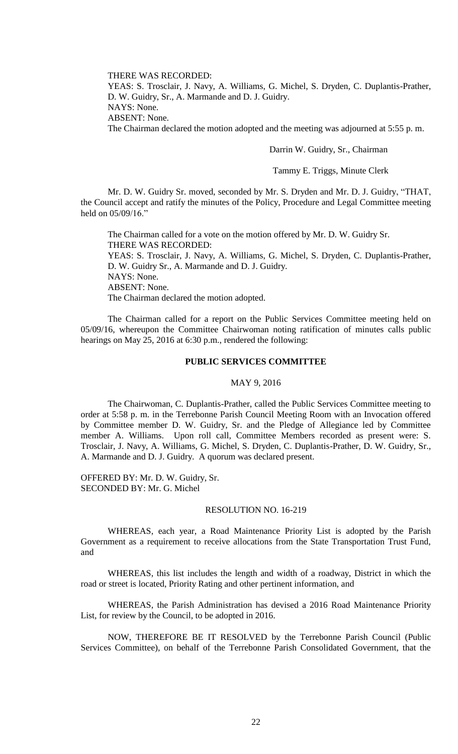THERE WAS RECORDED:

YEAS: S. Trosclair, J. Navy, A. Williams, G. Michel, S. Dryden, C. Duplantis-Prather, D. W. Guidry, Sr., A. Marmande and D. J. Guidry.

NAYS: None.

ABSENT: None.

The Chairman declared the motion adopted and the meeting was adjourned at 5:55 p. m.

Darrin W. Guidry, Sr., Chairman

Tammy E. Triggs, Minute Clerk

Mr. D. W. Guidry Sr. moved, seconded by Mr. S. Dryden and Mr. D. J. Guidry, "THAT, the Council accept and ratify the minutes of the Policy, Procedure and Legal Committee meeting held on 05/09/16."

The Chairman called for a vote on the motion offered by Mr. D. W. Guidry Sr.

THERE WAS RECORDED:

YEAS: S. Trosclair, J. Navy, A. Williams, G. Michel, S. Dryden, C. Duplantis-Prather, D. W. Guidry Sr., A. Marmande and D. J. Guidry.

NAYS: None.

ABSENT: None.

The Chairman declared the motion adopted.

The Chairman called for a report on the Public Services Committee meeting held on 05/09/16, whereupon the Committee Chairwoman noting ratification of minutes calls public hearings on May 25, 2016 at 6:30 p.m., rendered the following:

**PUBLIC SERVICES COMMITTEE**

MAY 9, 2016

The Chairwoman, C. Duplantis-Prather, called the Public Services Committee meeting to order at 5:58 p. m. in the Terrebonne Parish Council Meeting Room with an Invocation offered by Committee member D. W. Guidry, Sr. and the Pledge of Allegiance led by Committee member A. Williams. Upon roll call, Committee Members recorded as present were: S. Trosclair, J. Navy, A. Williams, G. Michel, S. Dryden, C. Duplantis-Prather, D. W. Guidry, Sr., A. Marmande and D. J. Guidry. A quorum was declared present.

OFFERED BY: Mr. D. W. Guidry, Sr.

SECONDED BY: Mr. G. Michel

RESOLUTION NO. 16-219

WHEREAS, each year, a Road Maintenance Priority List is adopted by the Parish Government as a requirement to receive allocations from the State Transportation Trust Fund, and

WHEREAS, this list includes the length and width of a roadway, District in which the road or street is located, Priority Rating and other pertinent information, and

WHEREAS, the Parish Administration has devised a 2016 Road Maintenance Priority List, for review by the Council, to be adopted in 2016.

NOW, THEREFORE BE IT RESOLVED by the Terrebonne Parish Council (Public Services Committee), on behalf of the Terrebonne Parish Consolidated Government, that the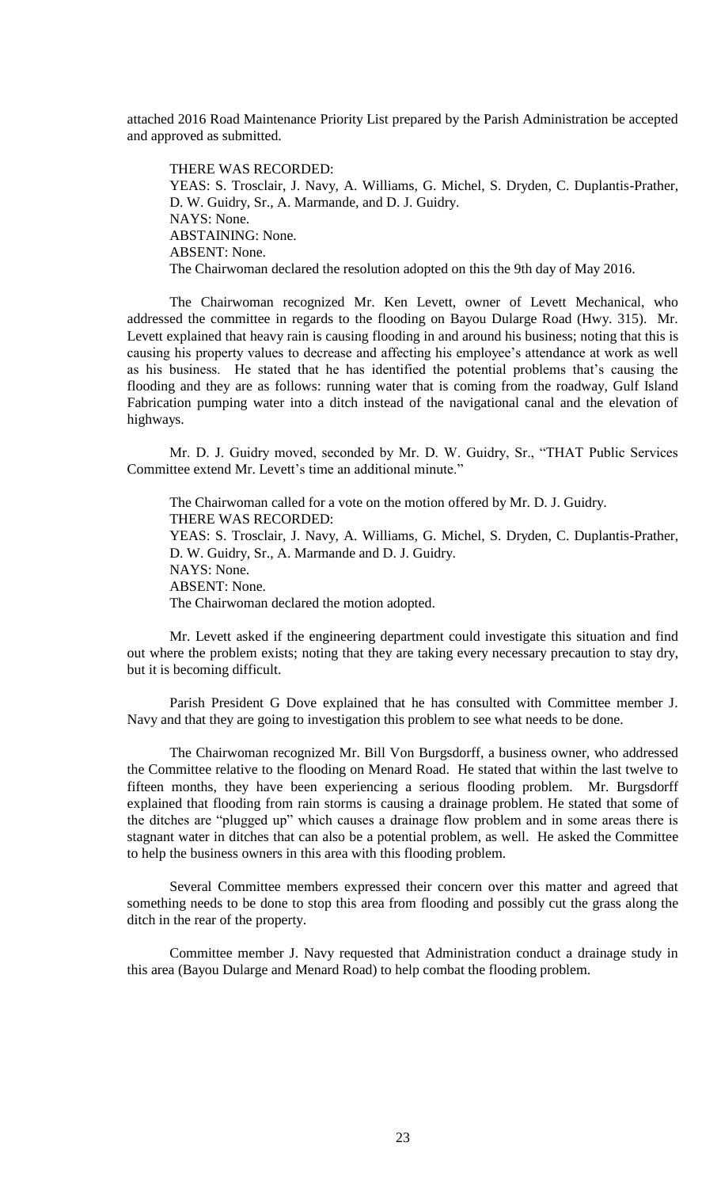attached 2016 Road Maintenance Priority List prepared by the Parish Administration be accepted and approved as submitted.

THERE WAS RECORDED:
YEAS: S. Trosclair, J. Navy, A. Williams, G. Michel, S. Dryden, C. Duplantis-Prather, D. W. Guidry, Sr., A. Marmande, and D. J. Guidry.
NAYS: None.
ABSTAINING: None.
ABSENT: None.
The Chairwoman declared the resolution adopted on this the 9th day of May 2016.

The Chairwoman recognized Mr. Ken Levett, owner of Levett Mechanical, who addressed the committee in regards to the flooding on Bayou Dularge Road (Hwy. 315). Mr. Levett explained that heavy rain is causing flooding in and around his business; noting that this is causing his property values to decrease and affecting his employee's attendance at work as well as his business. He stated that he has identified the potential problems that's causing the flooding and they are as follows: running water that is coming from the roadway, Gulf Island Fabrication pumping water into a ditch instead of the navigational canal and the elevation of highways.

Mr. D. J. Guidry moved, seconded by Mr. D. W. Guidry, Sr., "THAT Public Services Committee extend Mr. Levett's time an additional minute."

The Chairwoman called for a vote on the motion offered by Mr. D. J. Guidry.
THERE WAS RECORDED:
YEAS: S. Trosclair, J. Navy, A. Williams, G. Michel, S. Dryden, C. Duplantis-Prather, D. W. Guidry, Sr., A. Marmande and D. J. Guidry.
NAYS: None.
ABSENT: None.
The Chairwoman declared the motion adopted.

Mr. Levett asked if the engineering department could investigate this situation and find out where the problem exists; noting that they are taking every necessary precaution to stay dry, but it is becoming difficult.

Parish President G Dove explained that he has consulted with Committee member J. Navy and that they are going to investigation this problem to see what needs to be done.

The Chairwoman recognized Mr. Bill Von Burgsdorff, a business owner, who addressed the Committee relative to the flooding on Menard Road. He stated that within the last twelve to fifteen months, they have been experiencing a serious flooding problem. Mr. Burgsdorff explained that flooding from rain storms is causing a drainage problem. He stated that some of the ditches are "plugged up" which causes a drainage flow problem and in some areas there is stagnant water in ditches that can also be a potential problem, as well. He asked the Committee to help the business owners in this area with this flooding problem.

Several Committee members expressed their concern over this matter and agreed that something needs to be done to stop this area from flooding and possibly cut the grass along the ditch in the rear of the property.

Committee member J. Navy requested that Administration conduct a drainage study in this area (Bayou Dularge and Menard Road) to help combat the flooding problem.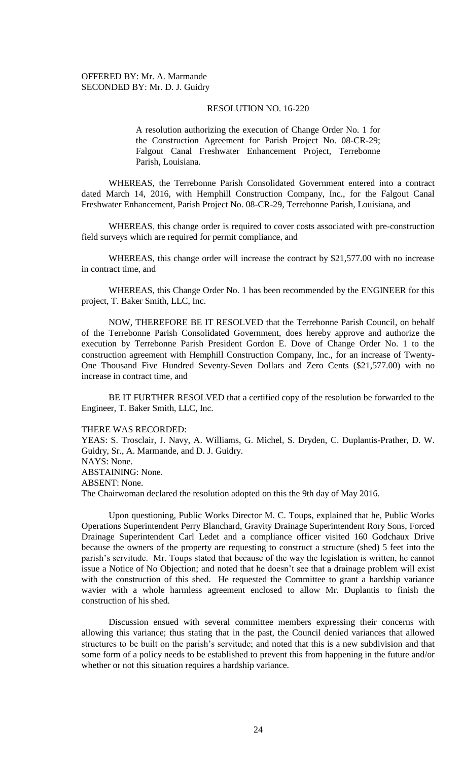OFFERED BY: Mr. A. Marmande
SECONDED BY: Mr. D. J. Guidry

RESOLUTION NO. 16-220

A resolution authorizing the execution of Change Order No. 1 for the Construction Agreement for Parish Project No. 08-CR-29; Falgout Canal Freshwater Enhancement Project, Terrebonne Parish, Louisiana.

WHEREAS, the Terrebonne Parish Consolidated Government entered into a contract dated March 14, 2016, with Hemphill Construction Company, Inc., for the Falgout Canal Freshwater Enhancement, Parish Project No. 08-CR-29, Terrebonne Parish, Louisiana, and

WHEREAS, this change order is required to cover costs associated with pre-construction field surveys which are required for permit compliance, and

WHEREAS, this change order will increase the contract by $21,577.00 with no increase in contract time, and

WHEREAS, this Change Order No. 1 has been recommended by the ENGINEER for this project, T. Baker Smith, LLC, Inc.

NOW, THEREFORE BE IT RESOLVED that the Terrebonne Parish Council, on behalf of the Terrebonne Parish Consolidated Government, does hereby approve and authorize the execution by Terrebonne Parish President Gordon E. Dove of Change Order No. 1 to the construction agreement with Hemphill Construction Company, Inc., for an increase of Twenty-One Thousand Five Hundred Seventy-Seven Dollars and Zero Cents ($21,577.00) with no increase in contract time, and

BE IT FURTHER RESOLVED that a certified copy of the resolution be forwarded to the Engineer, T. Baker Smith, LLC, Inc.

THERE WAS RECORDED:
YEAS: S. Trosclair, J. Navy, A. Williams, G. Michel, S. Dryden, C. Duplantis-Prather, D. W. Guidry, Sr., A. Marmande, and D. J. Guidry.
NAYS: None.
ABSTAINING: None.
ABSENT: None.
The Chairwoman declared the resolution adopted on this the 9th day of May 2016.

Upon questioning, Public Works Director M. C. Toups, explained that he, Public Works Operations Superintendent Perry Blanchard, Gravity Drainage Superintendent Rory Sons, Forced Drainage Superintendent Carl Ledet and a compliance officer visited 160 Godchaux Drive because the owners of the property are requesting to construct a structure (shed) 5 feet into the parish's servitude. Mr. Toups stated that because of the way the legislation is written, he cannot issue a Notice of No Objection; and noted that he doesn't see that a drainage problem will exist with the construction of this shed. He requested the Committee to grant a hardship variance wavier with a whole harmless agreement enclosed to allow Mr. Duplantis to finish the construction of his shed.

Discussion ensued with several committee members expressing their concerns with allowing this variance; thus stating that in the past, the Council denied variances that allowed structures to be built on the parish's servitude; and noted that this is a new subdivision and that some form of a policy needs to be established to prevent this from happening in the future and/or whether or not this situation requires a hardship variance.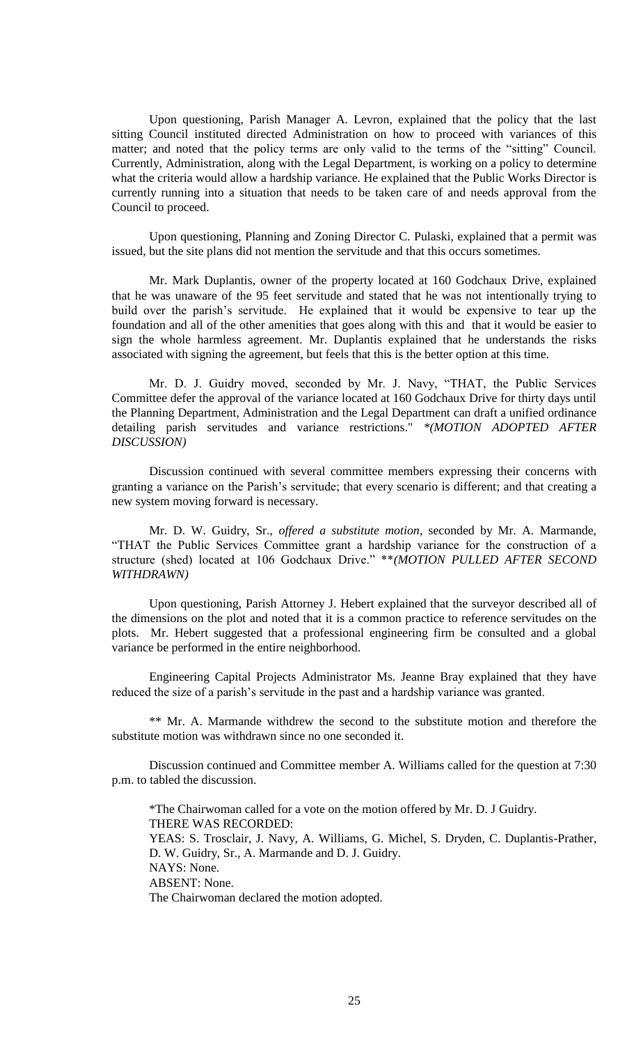Upon questioning, Parish Manager A. Levron, explained that the policy that the last sitting Council instituted directed Administration on how to proceed with variances of this matter; and noted that the policy terms are only valid to the terms of the "sitting" Council. Currently, Administration, along with the Legal Department, is working on a policy to determine what the criteria would allow a hardship variance. He explained that the Public Works Director is currently running into a situation that needs to be taken care of and needs approval from the Council to proceed.

Upon questioning, Planning and Zoning Director C. Pulaski, explained that a permit was issued, but the site plans did not mention the servitude and that this occurs sometimes.

Mr. Mark Duplantis, owner of the property located at 160 Godchaux Drive, explained that he was unaware of the 95 feet servitude and stated that he was not intentionally trying to build over the parish's servitude. He explained that it would be expensive to tear up the foundation and all of the other amenities that goes along with this and that it would be easier to sign the whole harmless agreement. Mr. Duplantis explained that he understands the risks associated with signing the agreement, but feels that this is the better option at this time.

Mr. D. J. Guidry moved, seconded by Mr. J. Navy, "THAT, the Public Services Committee defer the approval of the variance located at 160 Godchaux Drive for thirty days until the Planning Department, Administration and the Legal Department can draft a unified ordinance detailing parish servitudes and variance restrictions." **(MOTION ADOPTED AFTER DISCUSSION)*

Discussion continued with several committee members expressing their concerns with granting a variance on the Parish's servitude; that every scenario is different; and that creating a new system moving forward is necessary.

Mr. D. W. Guidry, Sr., *offered a substitute motion*, seconded by Mr. A. Marmande, "THAT the Public Services Committee grant a hardship variance for the construction of a structure (shed) located at 106 Godchaux Drive." ***(MOTION PULLED AFTER SECOND WITHDRAWN)*

Upon questioning, Parish Attorney J. Hebert explained that the surveyor described all of the dimensions on the plot and noted that it is a common practice to reference servitudes on the plots. Mr. Hebert suggested that a professional engineering firm be consulted and a global variance be performed in the entire neighborhood.

Engineering Capital Projects Administrator Ms. Jeanne Bray explained that they have reduced the size of a parish's servitude in the past and a hardship variance was granted.

** Mr. A. Marmande withdrew the second to the substitute motion and therefore the substitute motion was withdrawn since no one seconded it.

Discussion continued and Committee member A. Williams called for the question at 7:30 p.m. to tabled the discussion.

*The Chairwoman called for a vote on the motion offered by Mr. D. J Guidry.
THERE WAS RECORDED:
YEAS: S. Trosclair, J. Navy, A. Williams, G. Michel, S. Dryden, C. Duplantis-Prather, D. W. Guidry, Sr., A. Marmande and D. J. Guidry.
NAYS: None.
ABSENT: None.
The Chairwoman declared the motion adopted.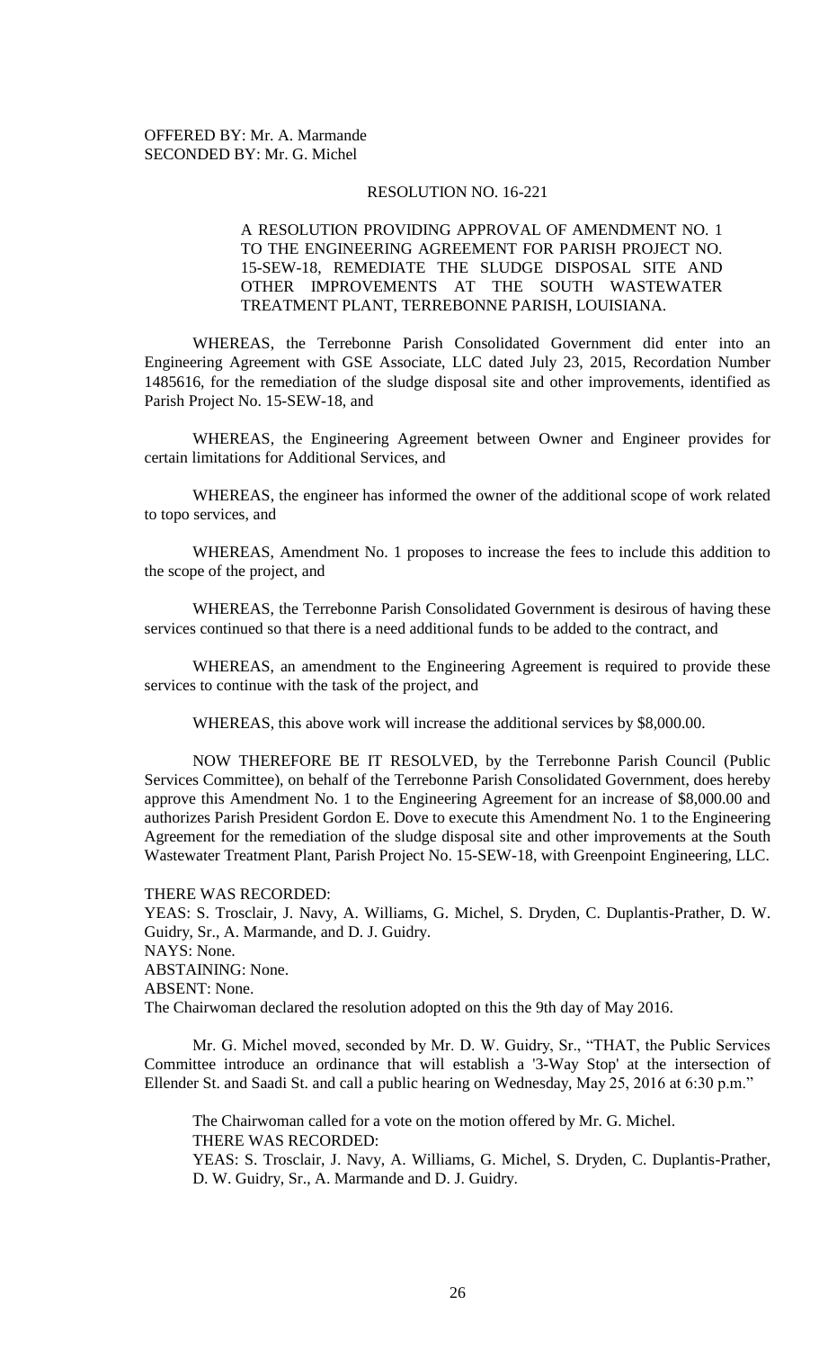OFFERED BY: Mr. A. Marmande
SECONDED BY: Mr. G. Michel

RESOLUTION NO. 16-221

A RESOLUTION PROVIDING APPROVAL OF AMENDMENT NO. 1 TO THE ENGINEERING AGREEMENT FOR PARISH PROJECT NO. 15-SEW-18, REMEDIATE THE SLUDGE DISPOSAL SITE AND OTHER IMPROVEMENTS AT THE SOUTH WASTEWATER TREATMENT PLANT, TERREBONNE PARISH, LOUISIANA.

WHEREAS, the Terrebonne Parish Consolidated Government did enter into an Engineering Agreement with GSE Associate, LLC dated July 23, 2015, Recordation Number 1485616, for the remediation of the sludge disposal site and other improvements, identified as Parish Project No. 15-SEW-18, and

WHEREAS, the Engineering Agreement between Owner and Engineer provides for certain limitations for Additional Services, and

WHEREAS, the engineer has informed the owner of the additional scope of work related to topo services, and

WHEREAS, Amendment No. 1 proposes to increase the fees to include this addition to the scope of the project, and

WHEREAS, the Terrebonne Parish Consolidated Government is desirous of having these services continued so that there is a need additional funds to be added to the contract, and

WHEREAS, an amendment to the Engineering Agreement is required to provide these services to continue with the task of the project, and

WHEREAS, this above work will increase the additional services by $8,000.00.

NOW THEREFORE BE IT RESOLVED, by the Terrebonne Parish Council (Public Services Committee), on behalf of the Terrebonne Parish Consolidated Government, does hereby approve this Amendment No. 1 to the Engineering Agreement for an increase of $8,000.00 and authorizes Parish President Gordon E. Dove to execute this Amendment No. 1 to the Engineering Agreement for the remediation of the sludge disposal site and other improvements at the South Wastewater Treatment Plant, Parish Project No. 15-SEW-18, with Greenpoint Engineering, LLC.

THERE WAS RECORDED:
YEAS: S. Trosclair, J. Navy, A. Williams, G. Michel, S. Dryden, C. Duplantis-Prather, D. W. Guidry, Sr., A. Marmande, and D. J. Guidry.
NAYS: None.
ABSTAINING: None.
ABSENT: None.
The Chairwoman declared the resolution adopted on this the 9th day of May 2016.

Mr. G. Michel moved, seconded by Mr. D. W. Guidry, Sr., "THAT, the Public Services Committee introduce an ordinance that will establish a '3-Way Stop' at the intersection of Ellender St. and Saadi St. and call a public hearing on Wednesday, May 25, 2016 at 6:30 p.m."

The Chairwoman called for a vote on the motion offered by Mr. G. Michel.
THERE WAS RECORDED:
YEAS: S. Trosclair, J. Navy, A. Williams, G. Michel, S. Dryden, C. Duplantis-Prather, D. W. Guidry, Sr., A. Marmande and D. J. Guidry.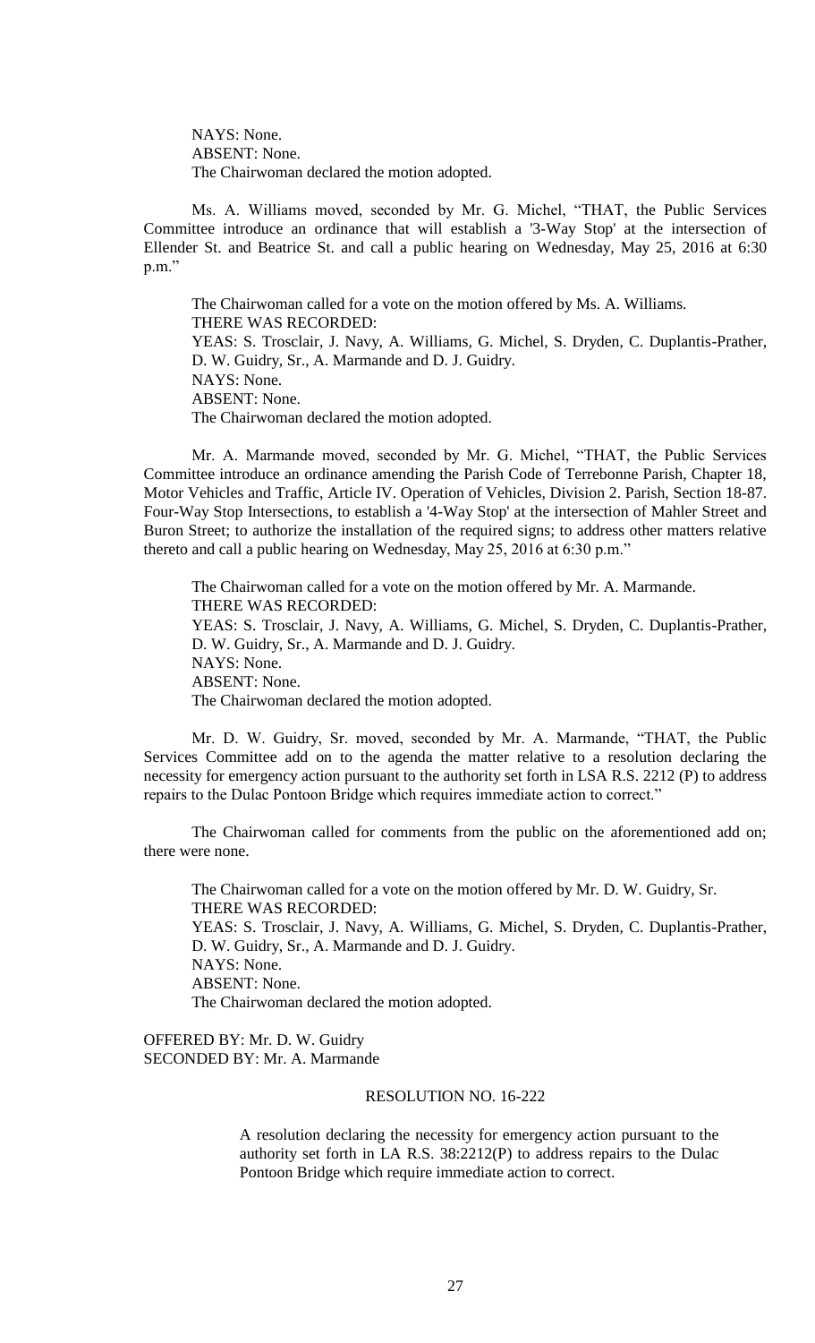NAYS: None.
ABSENT: None.
The Chairwoman declared the motion adopted.

Ms. A. Williams moved, seconded by Mr. G. Michel, "THAT, the Public Services Committee introduce an ordinance that will establish a '3-Way Stop' at the intersection of Ellender St. and Beatrice St. and call a public hearing on Wednesday, May 25, 2016 at 6:30 p.m."

The Chairwoman called for a vote on the motion offered by Ms. A. Williams.
THERE WAS RECORDED:
YEAS: S. Trosclair, J. Navy, A. Williams, G. Michel, S. Dryden, C. Duplantis-Prather, D. W. Guidry, Sr., A. Marmande and D. J. Guidry.
NAYS: None.
ABSENT: None.
The Chairwoman declared the motion adopted.

Mr. A. Marmande moved, seconded by Mr. G. Michel, "THAT, the Public Services Committee introduce an ordinance amending the Parish Code of Terrebonne Parish, Chapter 18, Motor Vehicles and Traffic, Article IV. Operation of Vehicles, Division 2. Parish, Section 18-87. Four-Way Stop Intersections, to establish a '4-Way Stop' at the intersection of Mahler Street and Buron Street; to authorize the installation of the required signs; to address other matters relative thereto and call a public hearing on Wednesday, May 25, 2016 at 6:30 p.m."

The Chairwoman called for a vote on the motion offered by Mr. A. Marmande.
THERE WAS RECORDED:
YEAS: S. Trosclair, J. Navy, A. Williams, G. Michel, S. Dryden, C. Duplantis-Prather, D. W. Guidry, Sr., A. Marmande and D. J. Guidry.
NAYS: None.
ABSENT: None.
The Chairwoman declared the motion adopted.

Mr. D. W. Guidry, Sr. moved, seconded by Mr. A. Marmande, "THAT, the Public Services Committee add on to the agenda the matter relative to a resolution declaring the necessity for emergency action pursuant to the authority set forth in LSA R.S. 2212 (P) to address repairs to the Dulac Pontoon Bridge which requires immediate action to correct."

The Chairwoman called for comments from the public on the aforementioned add on; there were none.

The Chairwoman called for a vote on the motion offered by Mr. D. W. Guidry, Sr.
THERE WAS RECORDED:
YEAS: S. Trosclair, J. Navy, A. Williams, G. Michel, S. Dryden, C. Duplantis-Prather, D. W. Guidry, Sr., A. Marmande and D. J. Guidry.
NAYS: None.
ABSENT: None.
The Chairwoman declared the motion adopted.

OFFERED BY: Mr. D. W. Guidry
SECONDED BY: Mr. A. Marmande

RESOLUTION NO. 16-222

A resolution declaring the necessity for emergency action pursuant to the authority set forth in LA R.S. 38:2212(P) to address repairs to the Dulac Pontoon Bridge which require immediate action to correct.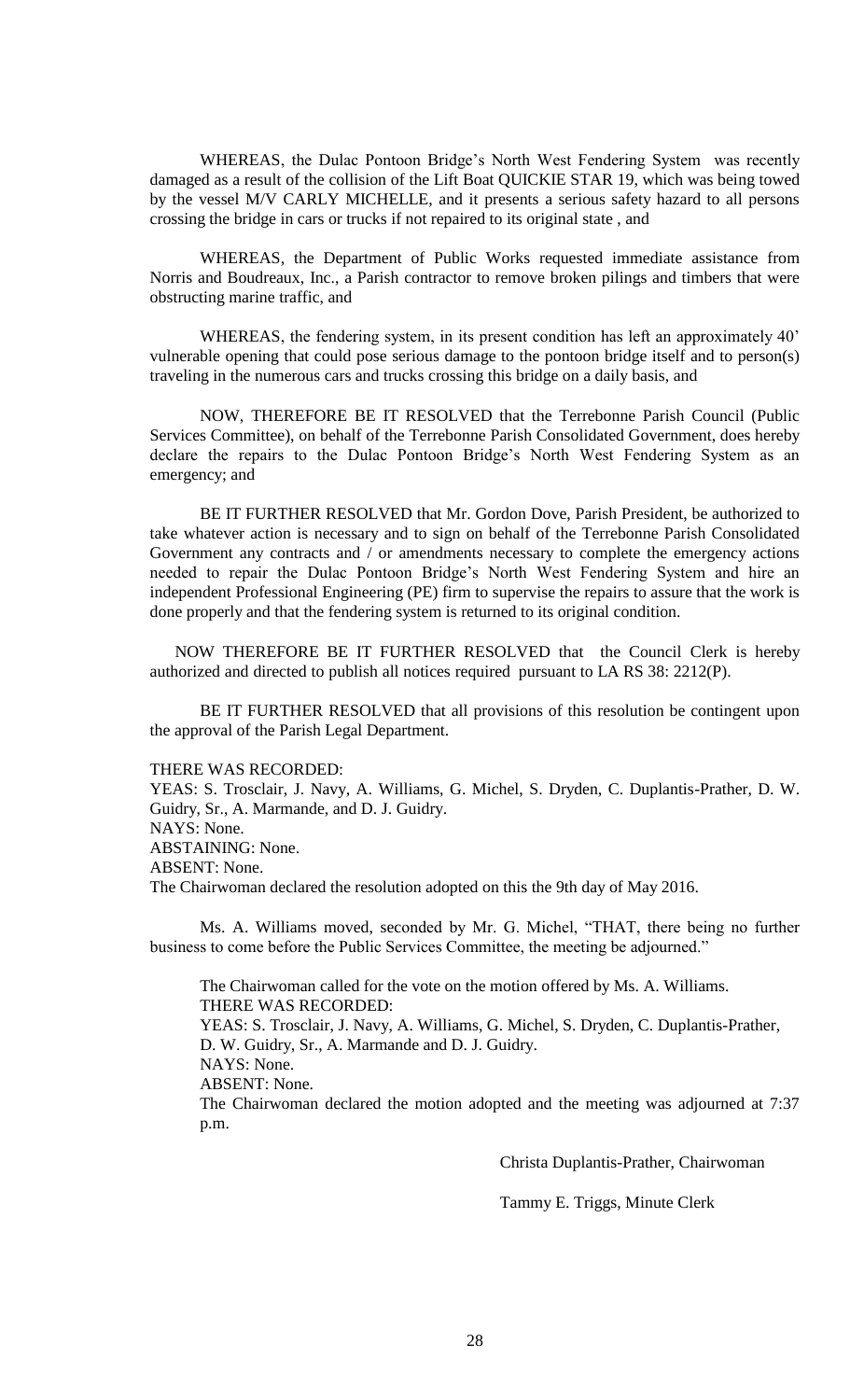WHEREAS, the Dulac Pontoon Bridge's North West Fendering System was recently damaged as a result of the collision of the Lift Boat QUICKIE STAR 19, which was being towed by the vessel M/V CARLY MICHELLE, and it presents a serious safety hazard to all persons crossing the bridge in cars or trucks if not repaired to its original state , and

WHEREAS, the Department of Public Works requested immediate assistance from Norris and Boudreaux, Inc., a Parish contractor to remove broken pilings and timbers that were obstructing marine traffic, and

WHEREAS, the fendering system, in its present condition has left an approximately 40' vulnerable opening that could pose serious damage to the pontoon bridge itself and to person(s) traveling in the numerous cars and trucks crossing this bridge on a daily basis, and

NOW, THEREFORE BE IT RESOLVED that the Terrebonne Parish Council (Public Services Committee), on behalf of the Terrebonne Parish Consolidated Government, does hereby declare the repairs to the Dulac Pontoon Bridge's North West Fendering System as an emergency; and

BE IT FURTHER RESOLVED that Mr. Gordon Dove, Parish President, be authorized to take whatever action is necessary and to sign on behalf of the Terrebonne Parish Consolidated Government any contracts and / or amendments necessary to complete the emergency actions needed to repair the Dulac Pontoon Bridge's North West Fendering System and hire an independent Professional Engineering (PE) firm to supervise the repairs to assure that the work is done properly and that the fendering system is returned to its original condition.

NOW THEREFORE BE IT FURTHER RESOLVED that the Council Clerk is hereby authorized and directed to publish all notices required pursuant to LA RS 38: 2212(P).

BE IT FURTHER RESOLVED that all provisions of this resolution be contingent upon the approval of the Parish Legal Department.

THERE WAS RECORDED:
YEAS: S. Trosclair, J. Navy, A. Williams, G. Michel, S. Dryden, C. Duplantis-Prather, D. W. Guidry, Sr., A. Marmande, and D. J. Guidry.
NAYS: None.
ABSTAINING: None.
ABSENT: None.
The Chairwoman declared the resolution adopted on this the 9th day of May 2016.

Ms. A. Williams moved, seconded by Mr. G. Michel, "THAT, there being no further business to come before the Public Services Committee, the meeting be adjourned."

The Chairwoman called for the vote on the motion offered by Ms. A. Williams.
THERE WAS RECORDED:
YEAS: S. Trosclair, J. Navy, A. Williams, G. Michel, S. Dryden, C. Duplantis-Prather, D. W. Guidry, Sr., A. Marmande and D. J. Guidry.
NAYS: None.
ABSENT: None.
The Chairwoman declared the motion adopted and the meeting was adjourned at 7:37 p.m.

Christa Duplantis-Prather, Chairwoman

Tammy E. Triggs, Minute Clerk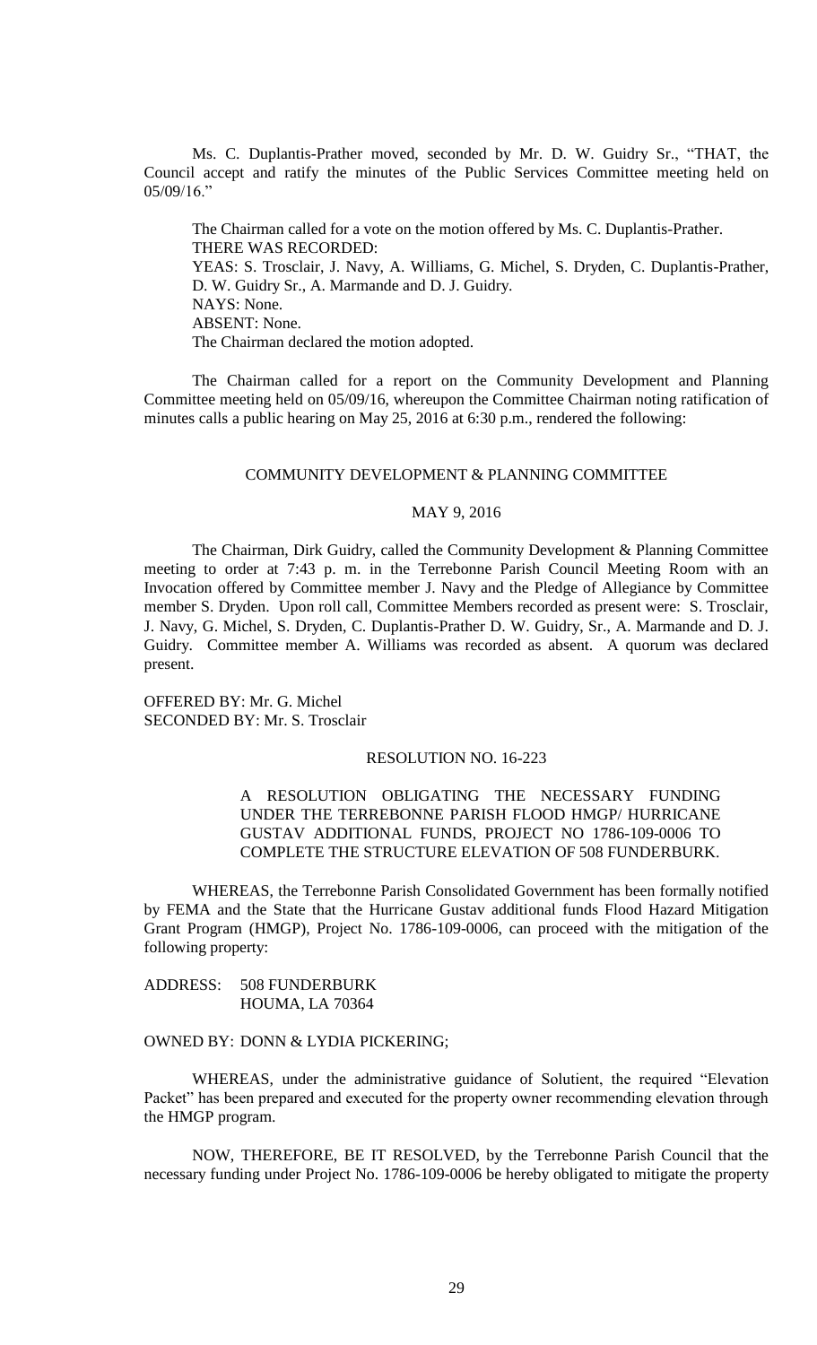Ms. C. Duplantis-Prather moved, seconded by Mr. D. W. Guidry Sr., "THAT, the Council accept and ratify the minutes of the Public Services Committee meeting held on 05/09/16."

The Chairman called for a vote on the motion offered by Ms. C. Duplantis-Prather.
THERE WAS RECORDED:
YEAS: S. Trosclair, J. Navy, A. Williams, G. Michel, S. Dryden, C. Duplantis-Prather, D. W. Guidry Sr., A. Marmande and D. J. Guidry.
NAYS: None.
ABSENT: None.
The Chairman declared the motion adopted.

The Chairman called for a report on the Community Development and Planning Committee meeting held on 05/09/16, whereupon the Committee Chairman noting ratification of minutes calls a public hearing on May 25, 2016 at 6:30 p.m., rendered the following:

COMMUNITY DEVELOPMENT & PLANNING COMMITTEE

MAY 9, 2016

The Chairman, Dirk Guidry, called the Community Development & Planning Committee meeting to order at 7:43 p. m. in the Terrebonne Parish Council Meeting Room with an Invocation offered by Committee member J. Navy and the Pledge of Allegiance by Committee member S. Dryden. Upon roll call, Committee Members recorded as present were: S. Trosclair, J. Navy, G. Michel, S. Dryden, C. Duplantis-Prather D. W. Guidry, Sr., A. Marmande and D. J. Guidry. Committee member A. Williams was recorded as absent. A quorum was declared present.

OFFERED BY: Mr. G. Michel
SECONDED BY: Mr. S. Trosclair

RESOLUTION NO. 16-223

A RESOLUTION OBLIGATING THE NECESSARY FUNDING UNDER THE TERREBONNE PARISH FLOOD HMGP/ HURRICANE GUSTAV ADDITIONAL FUNDS, PROJECT NO 1786-109-0006 TO COMPLETE THE STRUCTURE ELEVATION OF 508 FUNDERBURK.

WHEREAS, the Terrebonne Parish Consolidated Government has been formally notified by FEMA and the State that the Hurricane Gustav additional funds Flood Hazard Mitigation Grant Program (HMGP), Project No. 1786-109-0006, can proceed with the mitigation of the following property:

ADDRESS: 508 FUNDERBURK
HOUMA, LA 70364

OWNED BY: DONN & LYDIA PICKERING;

WHEREAS, under the administrative guidance of Solutient, the required "Elevation Packet" has been prepared and executed for the property owner recommending elevation through the HMGP program.

NOW, THEREFORE, BE IT RESOLVED, by the Terrebonne Parish Council that the necessary funding under Project No. 1786-109-0006 be hereby obligated to mitigate the property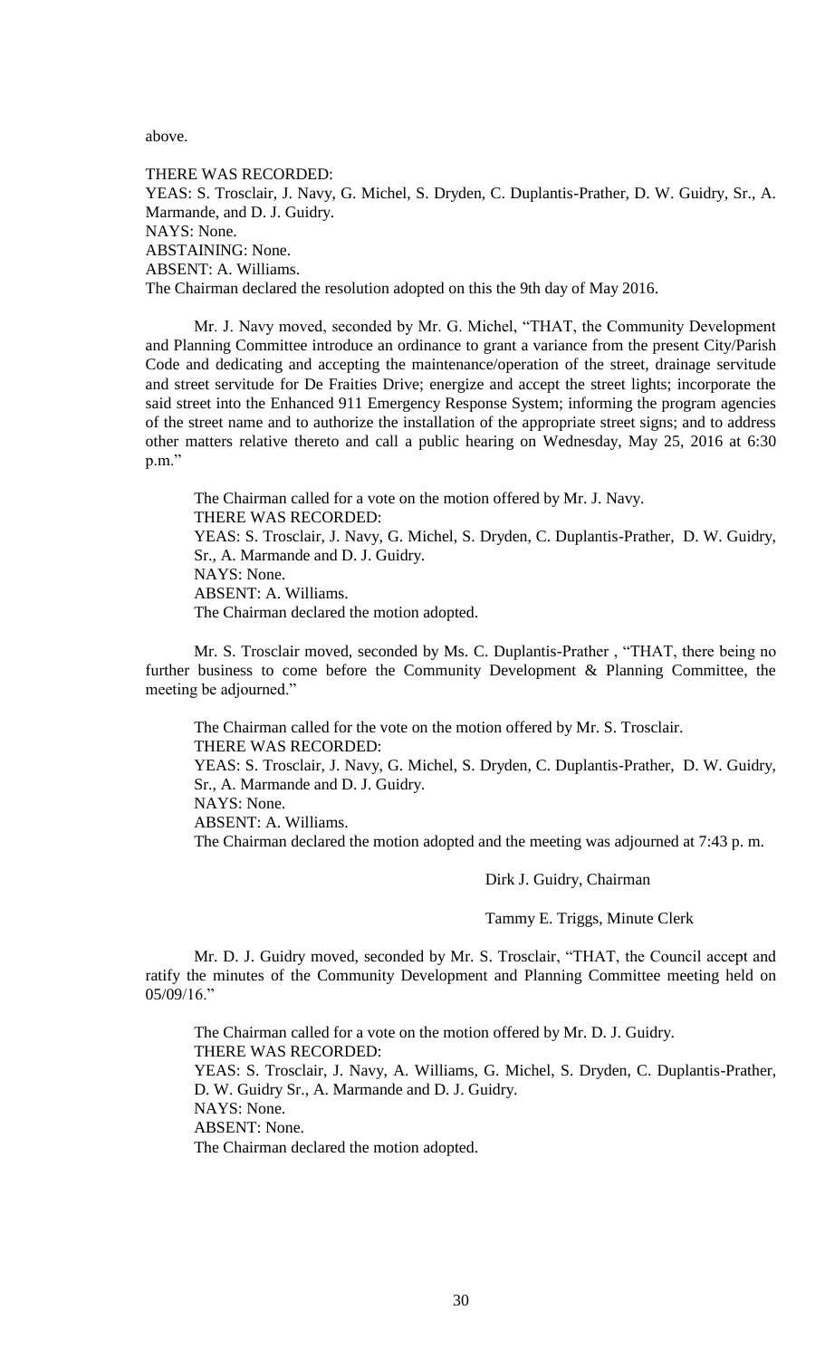above.

THERE WAS RECORDED:
YEAS: S. Trosclair, J. Navy, G. Michel, S. Dryden, C. Duplantis-Prather, D. W. Guidry, Sr., A. Marmande, and D. J. Guidry.
NAYS: None.
ABSTAINING: None.
ABSENT: A. Williams.
The Chairman declared the resolution adopted on this the 9th day of May 2016.

Mr. J. Navy moved, seconded by Mr. G. Michel, "THAT, the Community Development and Planning Committee introduce an ordinance to grant a variance from the present City/Parish Code and dedicating and accepting the maintenance/operation of the street, drainage servitude and street servitude for De Fraities Drive; energize and accept the street lights; incorporate the said street into the Enhanced 911 Emergency Response System; informing the program agencies of the street name and to authorize the installation of the appropriate street signs; and to address other matters relative thereto and call a public hearing on Wednesday, May 25, 2016 at 6:30 p.m."

The Chairman called for a vote on the motion offered by Mr. J. Navy.
THERE WAS RECORDED:
YEAS: S. Trosclair, J. Navy, G. Michel, S. Dryden, C. Duplantis-Prather, D. W. Guidry, Sr., A. Marmande and D. J. Guidry.
NAYS: None.
ABSENT: A. Williams.
The Chairman declared the motion adopted.

Mr. S. Trosclair moved, seconded by Ms. C. Duplantis-Prather , "THAT, there being no further business to come before the Community Development & Planning Committee, the meeting be adjourned."

The Chairman called for the vote on the motion offered by Mr. S. Trosclair.
THERE WAS RECORDED:
YEAS: S. Trosclair, J. Navy, G. Michel, S. Dryden, C. Duplantis-Prather, D. W. Guidry, Sr., A. Marmande and D. J. Guidry.
NAYS: None.
ABSENT: A. Williams.
The Chairman declared the motion adopted and the meeting was adjourned at 7:43 p. m.

Dirk J. Guidry, Chairman

Tammy E. Triggs, Minute Clerk

Mr. D. J. Guidry moved, seconded by Mr. S. Trosclair, "THAT, the Council accept and ratify the minutes of the Community Development and Planning Committee meeting held on 05/09/16."

The Chairman called for a vote on the motion offered by Mr. D. J. Guidry.
THERE WAS RECORDED:
YEAS: S. Trosclair, J. Navy, A. Williams, G. Michel, S. Dryden, C. Duplantis-Prather, D. W. Guidry Sr., A. Marmande and D. J. Guidry.
NAYS: None.
ABSENT: None.
The Chairman declared the motion adopted.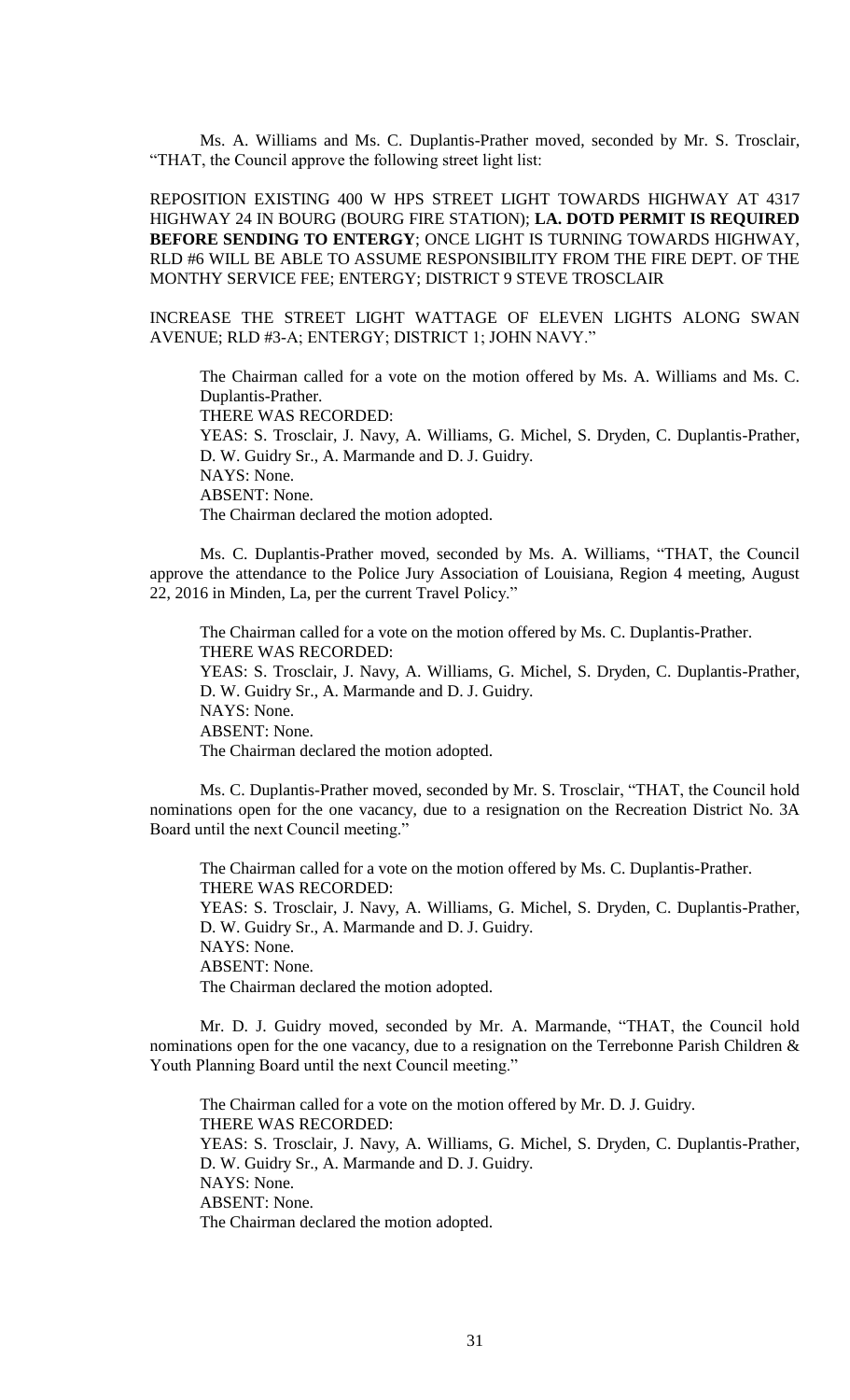Ms. A. Williams and Ms. C. Duplantis-Prather moved, seconded by Mr. S. Trosclair, "THAT, the Council approve the following street light list:

REPOSITION EXISTING 400 W HPS STREET LIGHT TOWARDS HIGHWAY AT 4317 HIGHWAY 24 IN BOURG (BOURG FIRE STATION); **LA. DOTD PERMIT IS REQUIRED BEFORE SENDING TO ENTERGY**; ONCE LIGHT IS TURNING TOWARDS HIGHWAY, RLD #6 WILL BE ABLE TO ASSUME RESPONSIBILITY FROM THE FIRE DEPT. OF THE MONTHY SERVICE FEE; ENTERGY; DISTRICT 9 STEVE TROSCLAIR

INCREASE THE STREET LIGHT WATTAGE OF ELEVEN LIGHTS ALONG SWAN AVENUE; RLD #3-A; ENTERGY; DISTRICT 1; JOHN NAVY."

The Chairman called for a vote on the motion offered by Ms. A. Williams and Ms. C. Duplantis-Prather.
THERE WAS RECORDED:
YEAS: S. Trosclair, J. Navy, A. Williams, G. Michel, S. Dryden, C. Duplantis-Prather, D. W. Guidry Sr., A. Marmande and D. J. Guidry.
NAYS: None.
ABSENT: None.
The Chairman declared the motion adopted.

Ms. C. Duplantis-Prather moved, seconded by Ms. A. Williams, "THAT, the Council approve the attendance to the Police Jury Association of Louisiana, Region 4 meeting, August 22, 2016 in Minden, La, per the current Travel Policy."

The Chairman called for a vote on the motion offered by Ms. C. Duplantis-Prather.
THERE WAS RECORDED:
YEAS: S. Trosclair, J. Navy, A. Williams, G. Michel, S. Dryden, C. Duplantis-Prather, D. W. Guidry Sr., A. Marmande and D. J. Guidry.
NAYS: None.
ABSENT: None.
The Chairman declared the motion adopted.

Ms. C. Duplantis-Prather moved, seconded by Mr. S. Trosclair, "THAT, the Council hold nominations open for the one vacancy, due to a resignation on the Recreation District No. 3A Board until the next Council meeting."

The Chairman called for a vote on the motion offered by Ms. C. Duplantis-Prather.
THERE WAS RECORDED:
YEAS: S. Trosclair, J. Navy, A. Williams, G. Michel, S. Dryden, C. Duplantis-Prather, D. W. Guidry Sr., A. Marmande and D. J. Guidry.
NAYS: None.
ABSENT: None.
The Chairman declared the motion adopted.

Mr. D. J. Guidry moved, seconded by Mr. A. Marmande, "THAT, the Council hold nominations open for the one vacancy, due to a resignation on the Terrebonne Parish Children & Youth Planning Board until the next Council meeting."

The Chairman called for a vote on the motion offered by Mr. D. J. Guidry.
THERE WAS RECORDED:
YEAS: S. Trosclair, J. Navy, A. Williams, G. Michel, S. Dryden, C. Duplantis-Prather, D. W. Guidry Sr., A. Marmande and D. J. Guidry.
NAYS: None.
ABSENT: None.
The Chairman declared the motion adopted.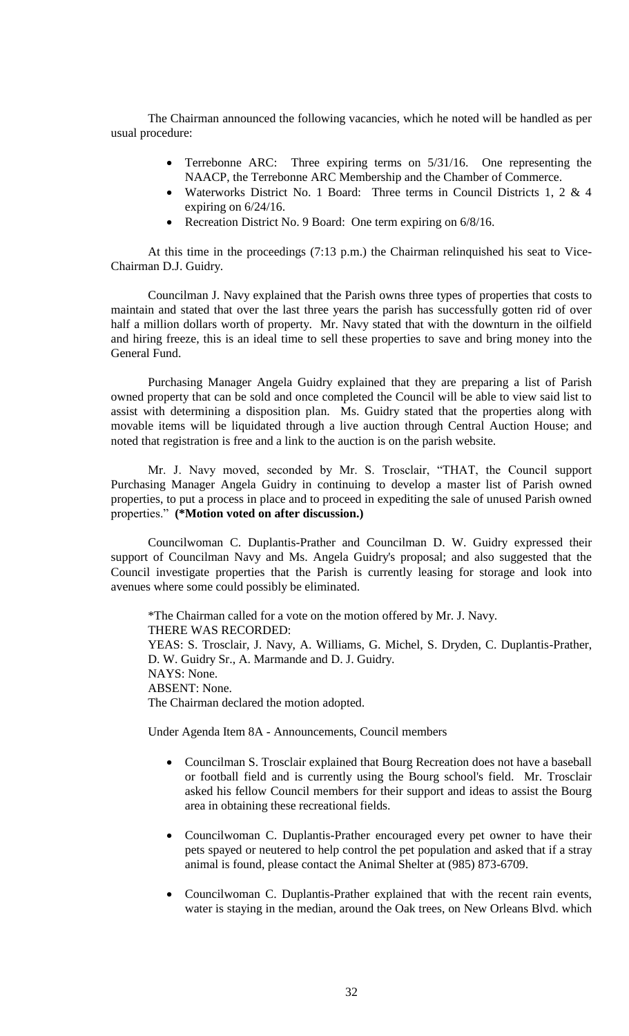The Chairman announced the following vacancies, which he noted will be handled as per usual procedure:

- Terrebonne ARC: Three expiring terms on 5/31/16. One representing the NAACP, the Terrebonne ARC Membership and the Chamber of Commerce.
- Waterworks District No. 1 Board: Three terms in Council Districts 1, 2 & 4 expiring on 6/24/16.
- Recreation District No. 9 Board: One term expiring on 6/8/16.

At this time in the proceedings (7:13 p.m.) the Chairman relinquished his seat to Vice-Chairman D.J. Guidry.

Councilman J. Navy explained that the Parish owns three types of properties that costs to maintain and stated that over the last three years the parish has successfully gotten rid of over half a million dollars worth of property. Mr. Navy stated that with the downturn in the oilfield and hiring freeze, this is an ideal time to sell these properties to save and bring money into the General Fund.

Purchasing Manager Angela Guidry explained that they are preparing a list of Parish owned property that can be sold and once completed the Council will be able to view said list to assist with determining a disposition plan. Ms. Guidry stated that the properties along with movable items will be liquidated through a live auction through Central Auction House; and noted that registration is free and a link to the auction is on the parish website.

Mr. J. Navy moved, seconded by Mr. S. Trosclair, "THAT, the Council support Purchasing Manager Angela Guidry in continuing to develop a master list of Parish owned properties, to put a process in place and to proceed in expediting the sale of unused Parish owned properties." **(\*Motion voted on after discussion.)**

Councilwoman C. Duplantis-Prather and Councilman D. W. Guidry expressed their support of Councilman Navy and Ms. Angela Guidry's proposal; and also suggested that the Council investigate properties that the Parish is currently leasing for storage and look into avenues where some could possibly be eliminated.

*The Chairman called for a vote on the motion offered by Mr. J. Navy.
THERE WAS RECORDED:
YEAS: S. Trosclair, J. Navy, A. Williams, G. Michel, S. Dryden, C. Duplantis-Prather, D. W. Guidry Sr., A. Marmande and D. J. Guidry.
NAYS: None.
ABSENT: None.
The Chairman declared the motion adopted.

Under Agenda Item 8A - Announcements, Council members

- Councilman S. Trosclair explained that Bourg Recreation does not have a baseball or football field and is currently using the Bourg school's field. Mr. Trosclair asked his fellow Council members for their support and ideas to assist the Bourg area in obtaining these recreational fields.
- Councilwoman C. Duplantis-Prather encouraged every pet owner to have their pets spayed or neutered to help control the pet population and asked that if a stray animal is found, please contact the Animal Shelter at (985) 873-6709.
- Councilwoman C. Duplantis-Prather explained that with the recent rain events, water is staying in the median, around the Oak trees, on New Orleans Blvd. which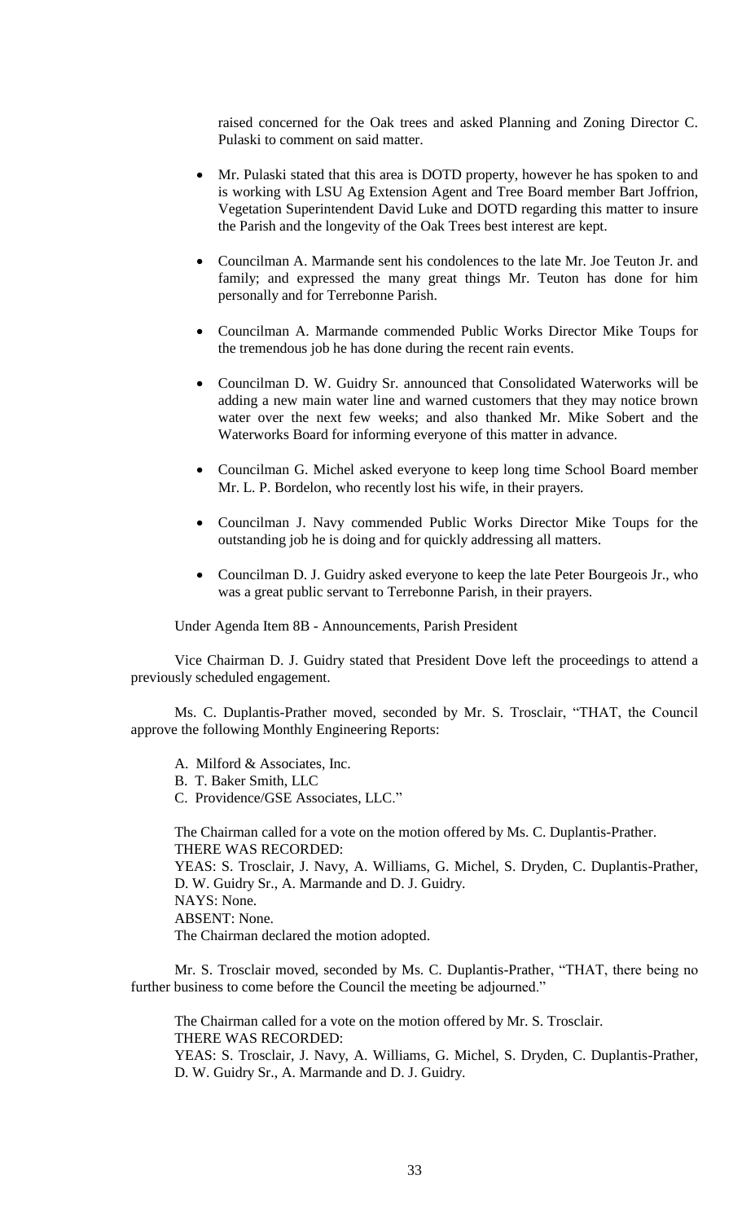raised concerned for the Oak trees and asked Planning and Zoning Director C. Pulaski to comment on said matter.

- Mr. Pulaski stated that this area is DOTD property, however he has spoken to and is working with LSU Ag Extension Agent and Tree Board member Bart Joffrion, Vegetation Superintendent David Luke and DOTD regarding this matter to insure the Parish and the longevity of the Oak Trees best interest are kept.
- Councilman A. Marmande sent his condolences to the late Mr. Joe Teuton Jr. and family; and expressed the many great things Mr. Teuton has done for him personally and for Terrebonne Parish.
- Councilman A. Marmande commended Public Works Director Mike Toups for the tremendous job he has done during the recent rain events.
- Councilman D. W. Guidry Sr. announced that Consolidated Waterworks will be adding a new main water line and warned customers that they may notice brown water over the next few weeks; and also thanked Mr. Mike Sobert and the Waterworks Board for informing everyone of this matter in advance.
- Councilman G. Michel asked everyone to keep long time School Board member Mr. L. P. Bordelon, who recently lost his wife, in their prayers.
- Councilman J. Navy commended Public Works Director Mike Toups for the outstanding job he is doing and for quickly addressing all matters.
- Councilman D. J. Guidry asked everyone to keep the late Peter Bourgeois Jr., who was a great public servant to Terrebonne Parish, in their prayers.

Under Agenda Item 8B - Announcements, Parish President

Vice Chairman D. J. Guidry stated that President Dove left the proceedings to attend a previously scheduled engagement.

Ms. C. Duplantis-Prather moved, seconded by Mr. S. Trosclair, "THAT, the Council approve the following Monthly Engineering Reports:

A. Milford & Associates, Inc.
B. T. Baker Smith, LLC
C. Providence/GSE Associates, LLC."

The Chairman called for a vote on the motion offered by Ms. C. Duplantis-Prather.
THERE WAS RECORDED:
YEAS: S. Trosclair, J. Navy, A. Williams, G. Michel, S. Dryden, C. Duplantis-Prather, D. W. Guidry Sr., A. Marmande and D. J. Guidry.
NAYS: None.
ABSENT: None.
The Chairman declared the motion adopted.

Mr. S. Trosclair moved, seconded by Ms. C. Duplantis-Prather, "THAT, there being no further business to come before the Council the meeting be adjourned."

The Chairman called for a vote on the motion offered by Mr. S. Trosclair.
THERE WAS RECORDED:
YEAS: S. Trosclair, J. Navy, A. Williams, G. Michel, S. Dryden, C. Duplantis-Prather, D. W. Guidry Sr., A. Marmande and D. J. Guidry.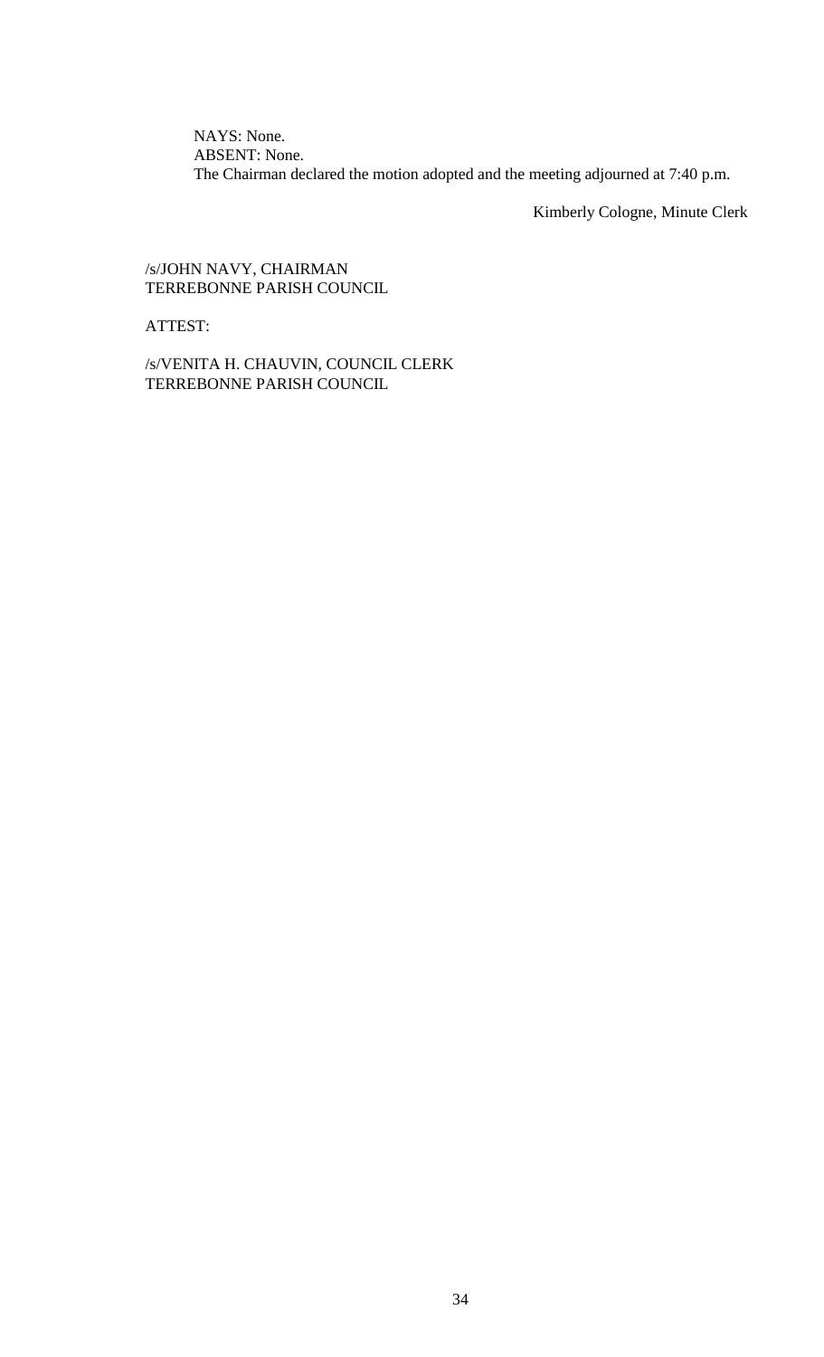NAYS: None.
ABSENT: None.
The Chairman declared the motion adopted and the meeting adjourned at 7:40 p.m.

Kimberly Cologne, Minute Clerk

/s/JOHN NAVY, CHAIRMAN
TERREBONNE PARISH COUNCIL

ATTEST:

/s/VENITA H. CHAUVIN, COUNCIL CLERK
TERREBONNE PARISH COUNCIL